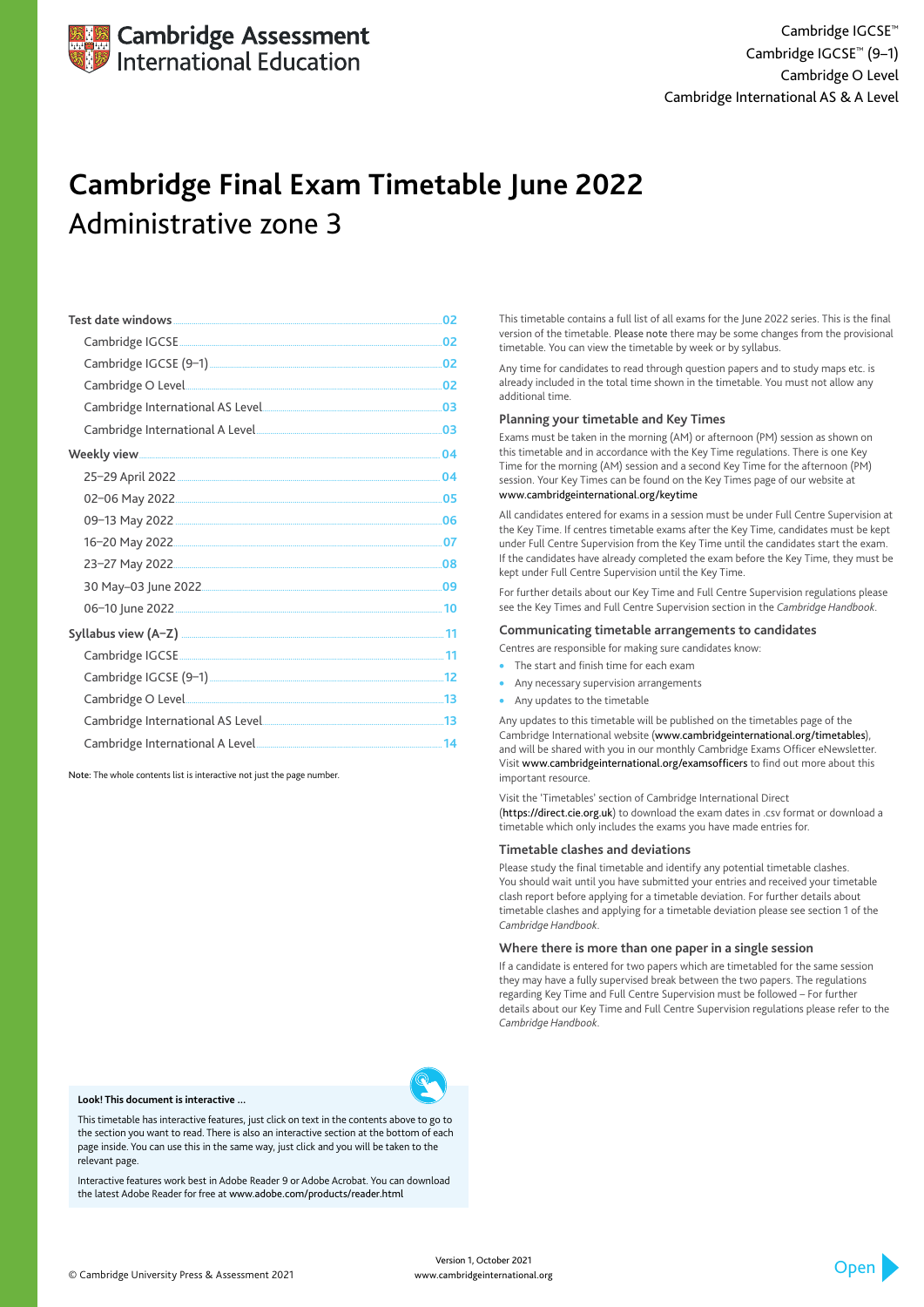Cambridge Assessment International Education

Cambridge IGCSE™
Cambridge IGCSE™ (9–1)
Cambridge O Level
Cambridge International AS & A Level

# Cambridge Final Exam Timetable June 2022

## Administrative zone 3

| | |
|---|---|
| **Test date windows** | 02 |
| Cambridge IGCSE | 02 |
| Cambridge IGCSE (9–1) | 02 |
| Cambridge O Level | 02 |
| Cambridge International AS Level | 03 |
| Cambridge International A Level | 03 |
| **Weekly view** | 04 |
| 25–29 April 2022 | 04 |
| 02–06 May 2022 | 05 |
| 09–13 May 2022 | 06 |
| 16–20 May 2022 | 07 |
| 23–27 May 2022 | 08 |
| 30 May–03 June 2022 | 09 |
| 06–10 June 2022 | 10 |
| **Syllabus view (A–Z)** | 11 |
| Cambridge IGCSE | 11 |
| Cambridge IGCSE (9–1) | 12 |
| Cambridge O Level | 13 |
| Cambridge International AS Level | 13 |
| Cambridge International A Level | 14 |

Note: The whole contents list is interactive not just the page number.

This timetable contains a full list of all exams for the June 2022 series. This is the final version of the timetable. Please note there may be some changes from the provisional timetable. You can view the timetable by week or by syllabus.

Any time for candidates to read through question papers and to study maps etc. is already included in the total time shown in the timetable. You must not allow any additional time.

### Planning your timetable and Key Times

Exams must be taken in the morning (AM) or afternoon (PM) session as shown on this timetable and in accordance with the Key Time regulations. There is one Key Time for the morning (AM) session and a second Key Time for the afternoon (PM) session. Your Key Times can be found on the Key Times page of our website at www.cambridgeinternational.org/keytime

All candidates entered for exams in a session must be under Full Centre Supervision at the Key Time. If centres timetable exams after the Key Time, candidates must be kept under Full Centre Supervision from the Key Time until the candidates start the exam. If the candidates have already completed the exam before the Key Time, they must be kept under Full Centre Supervision until the Key Time.

For further details about our Key Time and Full Centre Supervision regulations please see the Key Times and Full Centre Supervision section in the *Cambridge Handbook*.

### Communicating timetable arrangements to candidates

Centres are responsible for making sure candidates know:

- The start and finish time for each exam
- Any necessary supervision arrangements
- Any updates to the timetable

Any updates to this timetable will be published on the timetables page of the Cambridge International website (www.cambridgeinternational.org/timetables), and will be shared with you in our monthly Cambridge Exams Officer eNewsletter. Visit www.cambridgeinternational.org/examsofficers to find out more about this important resource.

Visit the 'Timetables' section of Cambridge International Direct (https://direct.cie.org.uk) to download the exam dates in .csv format or download a timetable which only includes the exams you have made entries for.

### Timetable clashes and deviations

Please study the final timetable and identify any potential timetable clashes. You should wait until you have submitted your entries and received your timetable clash report before applying for a timetable deviation. For further details about timetable clashes and applying for a timetable deviation please see section 1 of the *Cambridge Handbook*.

### Where there is more than one paper in a single session

If a candidate is entered for two papers which are timetabled for the same session they may have a fully supervised break between the two papers. The regulations regarding Key Time and Full Centre Supervision must be followed – For further details about our Key Time and Full Centre Supervision regulations please refer to the *Cambridge Handbook*.

**Look! This document is interactive ...**

This timetable has interactive features, just click on text in the contents above to go to the section you want to read. There is also an interactive section at the bottom of each page inside. You can use this in the same way, just click and you will be taken to the relevant page.

Interactive features work best in Adobe Reader 9 or Adobe Acrobat. You can download the latest Adobe Reader for free at www.adobe.com/products/reader.html

© Cambridge University Press & Assessment 2021

Version 1, October 2021
www.cambridgeinternational.org

Open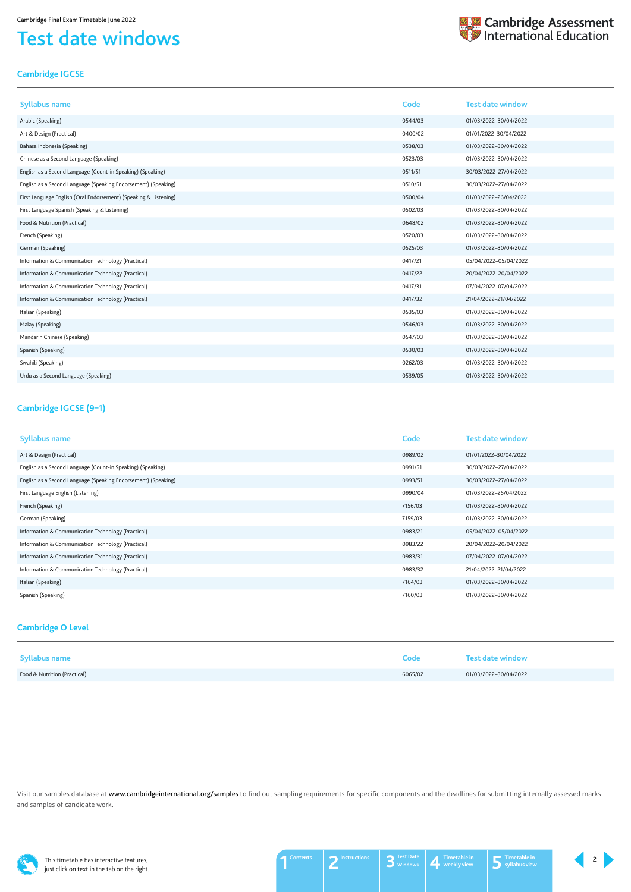Cambridge Final Exam Timetable June 2022

# Test date windows

## Cambridge IGCSE

| Syllabus name | Code | Test date window |
|---|---|---|
| Arabic (Speaking) | 0544/03 | 01/03/2022–30/04/2022 |
| Art & Design (Practical) | 0400/02 | 01/01/2022–30/04/2022 |
| Bahasa Indonesia (Speaking) | 0538/03 | 01/03/2022–30/04/2022 |
| Chinese as a Second Language (Speaking) | 0523/03 | 01/03/2022–30/04/2022 |
| English as a Second Language (Count-in Speaking) (Speaking) | 0511/51 | 30/03/2022–27/04/2022 |
| English as a Second Language (Speaking Endorsement) (Speaking) | 0510/51 | 30/03/2022–27/04/2022 |
| First Language English (Oral Endorsement) (Speaking & Listening) | 0500/04 | 01/03/2022–26/04/2022 |
| First Language Spanish (Speaking & Listening) | 0502/03 | 01/03/2022–30/04/2022 |
| Food & Nutrition (Practical) | 0648/02 | 01/03/2022–30/04/2022 |
| French (Speaking) | 0520/03 | 01/03/2022–30/04/2022 |
| German (Speaking) | 0525/03 | 01/03/2022–30/04/2022 |
| Information & Communication Technology (Practical) | 0417/21 | 05/04/2022–05/04/2022 |
| Information & Communication Technology (Practical) | 0417/22 | 20/04/2022–20/04/2022 |
| Information & Communication Technology (Practical) | 0417/31 | 07/04/2022–07/04/2022 |
| Information & Communication Technology (Practical) | 0417/32 | 21/04/2022–21/04/2022 |
| Italian (Speaking) | 0535/03 | 01/03/2022–30/04/2022 |
| Malay (Speaking) | 0546/03 | 01/03/2022–30/04/2022 |
| Mandarin Chinese (Speaking) | 0547/03 | 01/03/2022–30/04/2022 |
| Spanish (Speaking) | 0530/03 | 01/03/2022–30/04/2022 |
| Swahili (Speaking) | 0262/03 | 01/03/2022–30/04/2022 |
| Urdu as a Second Language (Speaking) | 0539/05 | 01/03/2022–30/04/2022 |

## Cambridge IGCSE (9–1)

| Syllabus name | Code | Test date window |
|---|---|---|
| Art & Design (Practical) | 0989/02 | 01/01/2022–30/04/2022 |
| English as a Second Language (Count-in Speaking) (Speaking) | 0991/51 | 30/03/2022–27/04/2022 |
| English as a Second Language (Speaking Endorsement) (Speaking) | 0993/51 | 30/03/2022–27/04/2022 |
| First Language English (Listening) | 0990/04 | 01/03/2022–26/04/2022 |
| French (Speaking) | 7156/03 | 01/03/2022–30/04/2022 |
| German (Speaking) | 7159/03 | 01/03/2022–30/04/2022 |
| Information & Communication Technology (Practical) | 0983/21 | 05/04/2022–05/04/2022 |
| Information & Communication Technology (Practical) | 0983/22 | 20/04/2022–20/04/2022 |
| Information & Communication Technology (Practical) | 0983/31 | 07/04/2022–07/04/2022 |
| Information & Communication Technology (Practical) | 0983/32 | 21/04/2022–21/04/2022 |
| Italian (Speaking) | 7164/03 | 01/03/2022–30/04/2022 |
| Spanish (Speaking) | 7160/03 | 01/03/2022–30/04/2022 |

## Cambridge O Level

| Syllabus name | Code | Test date window |
|---|---|---|
| Food & Nutrition (Practical) | 6065/02 | 01/03/2022–30/04/2022 |

Visit our samples database at www.cambridgeinternational.org/samples to find out sampling requirements for specific components and the deadlines for submitting internally assessed marks and samples of candidate work.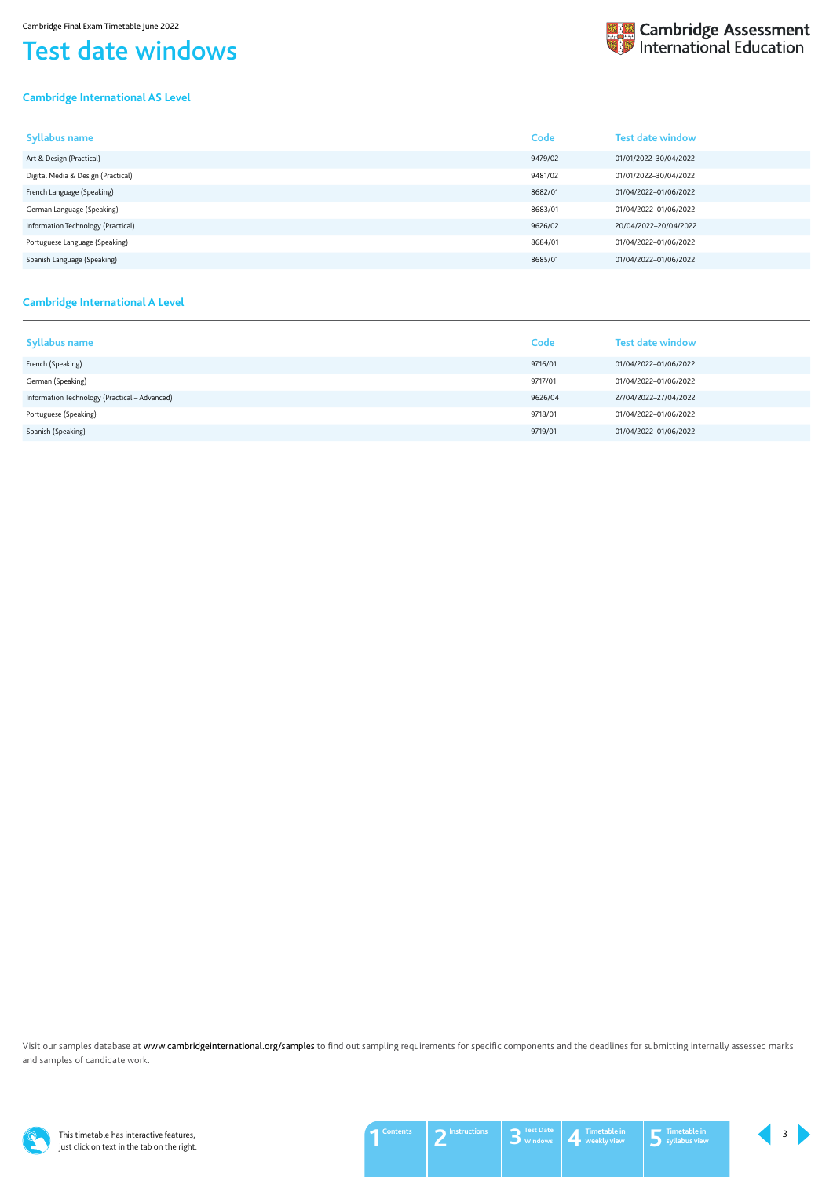# Test date windows

## Cambridge International AS Level

| Syllabus name | Code | Test date window |
|---|---|---|
| Art & Design (Practical) | 9479/02 | 01/01/2022–30/04/2022 |
| Digital Media & Design (Practical) | 9481/02 | 01/01/2022–30/04/2022 |
| French Language (Speaking) | 8682/01 | 01/04/2022–01/06/2022 |
| German Language (Speaking) | 8683/01 | 01/04/2022–01/06/2022 |
| Information Technology (Practical) | 9626/02 | 20/04/2022–20/04/2022 |
| Portuguese Language (Speaking) | 8684/01 | 01/04/2022–01/06/2022 |
| Spanish Language (Speaking) | 8685/01 | 01/04/2022–01/06/2022 |

## Cambridge International A Level

| Syllabus name | Code | Test date window |
|---|---|---|
| French (Speaking) | 9716/01 | 01/04/2022–01/06/2022 |
| German (Speaking) | 9717/01 | 01/04/2022–01/06/2022 |
| Information Technology (Practical – Advanced) | 9626/04 | 27/04/2022–27/04/2022 |
| Portuguese (Speaking) | 9718/01 | 01/04/2022–01/06/2022 |
| Spanish (Speaking) | 9719/01 | 01/04/2022–01/06/2022 |

Visit our samples database at www.cambridgeinternational.org/samples to find out sampling requirements for specific components and the deadlines for submitting internally assessed marks and samples of candidate work.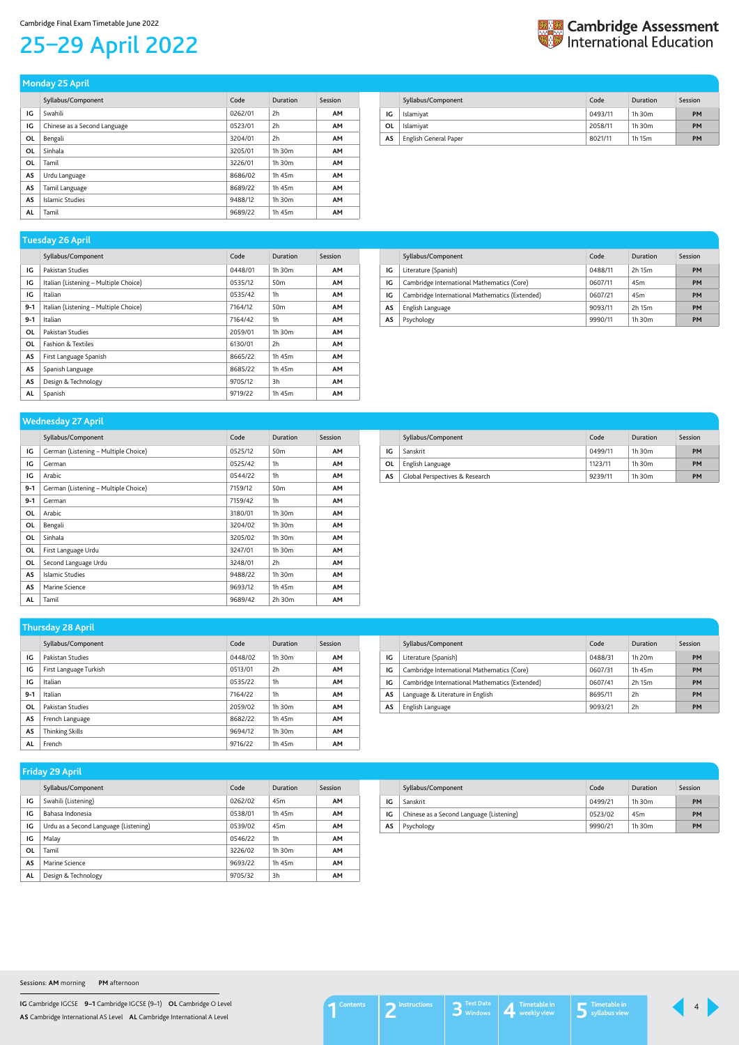Cambridge Final Exam Timetable June 2022

# 25–29 April 2022

Cambridge Assessment International Education

## Monday 25 April

| | Syllabus/Component | Code | Duration | Session |
|---|---|---|---|---|
| IG | Swahili | 0262/01 | 2h | AM |
| IG | Chinese as a Second Language | 0523/01 | 2h | AM |
| OL | Bengali | 3204/01 | 2h | AM |
| OL | Sinhala | 3205/01 | 1h 30m | AM |
| OL | Tamil | 3226/01 | 1h 30m | AM |
| AS | Urdu Language | 8686/02 | 1h 45m | AM |
| AS | Tamil Language | 8689/22 | 1h 45m | AM |
| AS | Islamic Studies | 9488/12 | 1h 30m | AM |
| AL | Tamil | 9689/22 | 1h 45m | AM |

| | Syllabus/Component | Code | Duration | Session |
|---|---|---|---|---|
| IG | Islamiyat | 0493/11 | 1h 30m | PM |
| OL | Islamiyat | 2058/11 | 1h 30m | PM |
| AS | English General Paper | 8021/11 | 1h 15m | PM |

## Tuesday 26 April

| | Syllabus/Component | Code | Duration | Session |
|---|---|---|---|---|
| IG | Pakistan Studies | 0448/01 | 1h 30m | AM |
| IG | Italian (Listening – Multiple Choice) | 0535/12 | 50m | AM |
| IG | Italian | 0535/42 | 1h | AM |
| 9-1 | Italian (Listening – Multiple Choice) | 7164/12 | 50m | AM |
| 9-1 | Italian | 7164/42 | 1h | AM |
| OL | Pakistan Studies | 2059/01 | 1h 30m | AM |
| OL | Fashion & Textiles | 6130/01 | 2h | AM |
| AS | First Language Spanish | 8665/22 | 1h 45m | AM |
| AS | Spanish Language | 8685/22 | 1h 45m | AM |
| AS | Design & Technology | 9705/12 | 3h | AM |
| AL | Spanish | 9719/22 | 1h 45m | AM |

| | Syllabus/Component | Code | Duration | Session |
|---|---|---|---|---|
| IG | Literature (Spanish) | 0488/11 | 2h 15m | PM |
| IG | Cambridge International Mathematics (Core) | 0607/11 | 45m | PM |
| IG | Cambridge International Mathematics (Extended) | 0607/21 | 45m | PM |
| AS | English Language | 9093/11 | 2h 15m | PM |
| AS | Psychology | 9990/11 | 1h 30m | PM |

## Wednesday 27 April

| | Syllabus/Component | Code | Duration | Session |
|---|---|---|---|---|
| IG | German (Listening – Multiple Choice) | 0525/12 | 50m | AM |
| IG | German | 0525/42 | 1h | AM |
| IG | Arabic | 0544/22 | 1h | AM |
| 9-1 | German (Listening – Multiple Choice) | 7159/12 | 50m | AM |
| 9-1 | German | 7159/42 | 1h | AM |
| OL | Arabic | 3180/01 | 1h 30m | AM |
| OL | Bengali | 3204/02 | 1h 30m | AM |
| OL | Sinhala | 3205/02 | 1h 30m | AM |
| OL | First Language Urdu | 3247/01 | 1h 30m | AM |
| OL | Second Language Urdu | 3248/01 | 2h | AM |
| AS | Islamic Studies | 9488/22 | 1h 30m | AM |
| AS | Marine Science | 9693/12 | 1h 45m | AM |
| AL | Tamil | 9689/42 | 2h 30m | AM |

| | Syllabus/Component | Code | Duration | Session |
|---|---|---|---|---|
| IG | Sanskrit | 0499/11 | 1h 30m | PM |
| OL | English Language | 1123/11 | 1h 30m | PM |
| AS | Global Perspectives & Research | 9239/11 | 1h 30m | PM |

## Thursday 28 April

| | Syllabus/Component | Code | Duration | Session |
|---|---|---|---|---|
| IG | Pakistan Studies | 0448/02 | 1h 30m | AM |
| IG | First Language Turkish | 0513/01 | 2h | AM |
| IG | Italian | 0535/22 | 1h | AM |
| 9-1 | Italian | 7164/22 | 1h | AM |
| OL | Pakistan Studies | 2059/02 | 1h 30m | AM |
| AS | French Language | 8682/22 | 1h 45m | AM |
| AS | Thinking Skills | 9694/12 | 1h 30m | AM |
| AL | French | 9716/22 | 1h 45m | AM |

| | Syllabus/Component | Code | Duration | Session |
|---|---|---|---|---|
| IG | Literature (Spanish) | 0488/31 | 1h 20m | PM |
| IG | Cambridge International Mathematics (Core) | 0607/31 | 1h 45m | PM |
| IG | Cambridge International Mathematics (Extended) | 0607/41 | 2h 15m | PM |
| AS | Language & Literature in English | 8695/11 | 2h | PM |
| AS | English Language | 9093/21 | 2h | PM |

## Friday 29 April

| | Syllabus/Component | Code | Duration | Session |
|---|---|---|---|---|
| IG | Swahili (Listening) | 0262/02 | 45m | AM |
| IG | Bahasa Indonesia | 0538/01 | 1h 45m | AM |
| IG | Urdu as a Second Language (Listening) | 0539/02 | 45m | AM |
| IG | Malay | 0546/22 | 1h | AM |
| OL | Tamil | 3226/02 | 1h 30m | AM |
| AS | Marine Science | 9693/22 | 1h 45m | AM |
| AL | Design & Technology | 9705/32 | 3h | AM |

| | Syllabus/Component | Code | Duration | Session |
|---|---|---|---|---|
| IG | Sanskrit | 0499/21 | 1h 30m | PM |
| IG | Chinese as a Second Language (Listening) | 0523/02 | 45m | PM |
| AS | Psychology | 9990/21 | 1h 30m | PM |

Sessions: **AM** morning **PM** afternoon

**IG** Cambridge IGCSE **9–1** Cambridge IGCSE (9–1) **OL** Cambridge O Level
**AS** Cambridge International AS Level **AL** Cambridge International A Level

1 Contents | 2 Instructions | 3 Test Date Windows | 4 Timetable in weekly view | 5 Timetable in syllabus view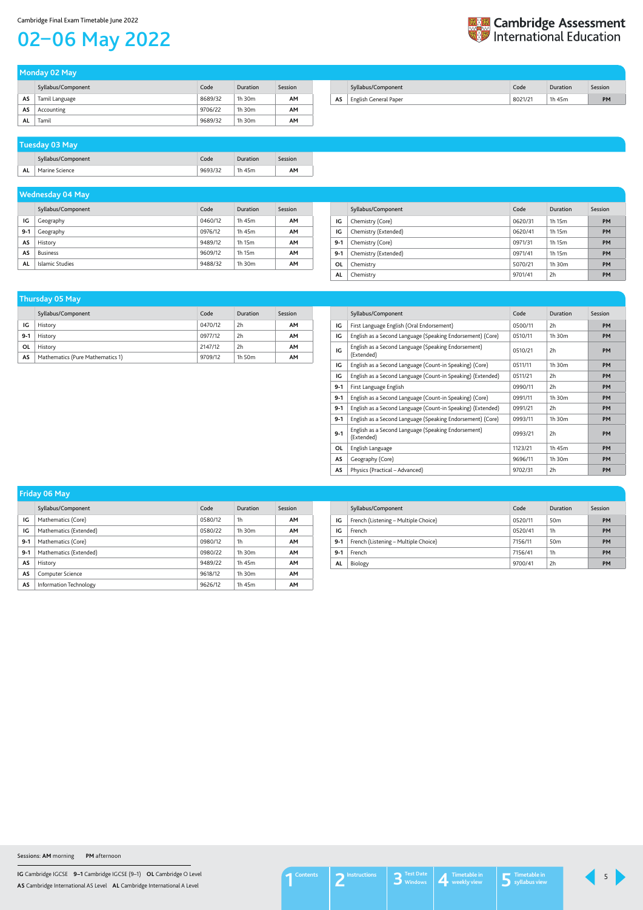Cambridge Final Exam Timetable June 2022

# 02–06 May 2022

## Monday 02 May

| | Syllabus/Component | Code | Duration | Session |
|---|---|---|---|---|
| AS | Tamil Language | 8689/32 | 1h 30m | AM |
| AS | Accounting | 9706/22 | 1h 30m | AM |
| AL | Tamil | 9689/32 | 1h 30m | AM |
| AS | English General Paper | 8021/21 | 1h 45m | PM |

## Tuesday 03 May

| | Syllabus/Component | Code | Duration | Session |
|---|---|---|---|---|
| AL | Marine Science | 9693/32 | 1h 45m | AM |

## Wednesday 04 May

| | Syllabus/Component | Code | Duration | Session |
|---|---|---|---|---|
| IG | Geography | 0460/12 | 1h 45m | AM |
| 9-1 | Geography | 0976/12 | 1h 45m | AM |
| AS | History | 9489/12 | 1h 15m | AM |
| AS | Business | 9609/12 | 1h 15m | AM |
| AL | Islamic Studies | 9488/32 | 1h 30m | AM |
| IG | Chemistry (Core) | 0620/31 | 1h 15m | PM |
| IG | Chemistry (Extended) | 0620/41 | 1h 15m | PM |
| 9-1 | Chemistry (Core) | 0971/31 | 1h 15m | PM |
| 9-1 | Chemistry (Extended) | 0971/41 | 1h 15m | PM |
| OL | Chemistry | 5070/21 | 1h 30m | PM |
| AL | Chemistry | 9701/41 | 2h | PM |

## Thursday 05 May

| | Syllabus/Component | Code | Duration | Session |
|---|---|---|---|---|
| IG | History | 0470/12 | 2h | AM |
| 9-1 | History | 0977/12 | 2h | AM |
| OL | History | 2147/12 | 2h | AM |
| AS | Mathematics (Pure Mathematics 1) | 9709/12 | 1h 50m | AM |
| IG | First Language English (Oral Endorsement) | 0500/11 | 2h | PM |
| IG | English as a Second Language (Speaking Endorsement) (Core) | 0510/11 | 1h 30m | PM |
| IG | English as a Second Language (Speaking Endorsement) (Extended) | 0510/21 | 2h | PM |
| IG | English as a Second Language (Count-in Speaking) (Core) | 0511/11 | 1h 30m | PM |
| IG | English as a Second Language (Count-in Speaking) (Extended) | 0511/21 | 2h | PM |
| 9-1 | First Language English | 0990/11 | 2h | PM |
| 9-1 | English as a Second Language (Count-in Speaking) (Core) | 0991/11 | 1h 30m | PM |
| 9-1 | English as a Second Language (Count-in Speaking) (Extended) | 0991/21 | 2h | PM |
| 9-1 | English as a Second Language (Speaking Endorsement) (Core) | 0993/11 | 1h 30m | PM |
| 9-1 | English as a Second Language (Speaking Endorsement) (Extended) | 0993/21 | 2h | PM |
| OL | English Language | 1123/21 | 1h 45m | PM |
| AS | Geography (Core) | 9696/11 | 1h 30m | PM |
| AS | Physics (Practical – Advanced) | 9702/31 | 2h | PM |

## Friday 06 May

| | Syllabus/Component | Code | Duration | Session |
|---|---|---|---|---|
| IG | Mathematics (Core) | 0580/12 | 1h | AM |
| IG | Mathematics (Extended) | 0580/22 | 1h 30m | AM |
| 9-1 | Mathematics (Core) | 0980/12 | 1h | AM |
| 9-1 | Mathematics (Extended) | 0980/22 | 1h 30m | AM |
| AS | History | 9489/22 | 1h 45m | AM |
| AS | Computer Science | 9618/12 | 1h 30m | AM |
| AS | Information Technology | 9626/12 | 1h 45m | AM |
| IG | French (Listening – Multiple Choice) | 0520/11 | 50m | PM |
| IG | French | 0520/41 | 1h | PM |
| 9-1 | French (Listening – Multiple Choice) | 7156/11 | 50m | PM |
| 9-1 | French | 7156/41 | 1h | PM |
| AL | Biology | 9700/41 | 2h | PM |

Sessions: **AM** morning **PM** afternoon

**IG** Cambridge IGCSE **9–1** Cambridge IGCSE (9–1) **OL** Cambridge O Level
**AS** Cambridge International AS Level **AL** Cambridge International A Level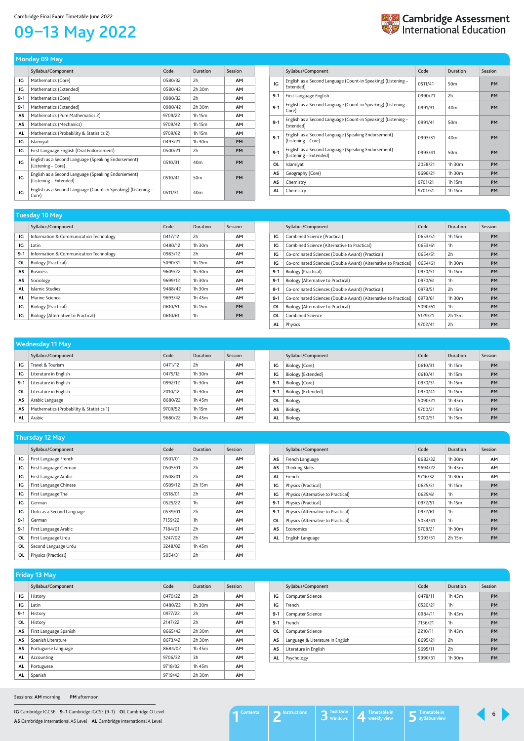Cambridge Final Exam Timetable June 2022

# 09–13 May 2022

## Monday 09 May

| | Syllabus/Component | Code | Duration | Session |
|---|---|---|---|---|
| IG | Mathematics (Core) | 0580/32 | 2h | AM |
| IG | Mathematics (Extended) | 0580/42 | 2h 30m | AM |
| 9-1 | Mathematics (Core) | 0980/32 | 2h | AM |
| 9-1 | Mathematics (Extended) | 0980/42 | 2h 30m | AM |
| AS | Mathematics (Pure Mathematics 2) | 9709/22 | 1h 15m | AM |
| AS | Mathematics (Mechanics) | 9709/42 | 1h 15m | AM |
| AL | Mathematics (Probability & Statistics 2) | 9709/62 | 1h 15m | AM |
| IG | Islamiyat | 0493/21 | 1h 30m | PM |
| IG | First Language English (Oral Endorsement) | 0500/21 | 2h | PM |
| IG | English as a Second Language (Speaking Endorsement) (Listening – Core) | 0510/31 | 40m | PM |
| IG | English as a Second Language (Speaking Endorsement) (Listening – Extended) | 0510/41 | 50m | PM |
| IG | English as a Second Language (Count-in Speaking) (Listening – Core) | 0511/31 | 40m | PM |
| IG | English as a Second Language (Count-in Speaking) (Listening – Extended) | 0511/41 | 50m | PM |
| 9-1 | First Language English | 0990/21 | 2h | PM |
| 9-1 | English as a Second Language (Count-in Speaking) (Listening – Core) | 0991/31 | 40m | PM |
| 9-1 | English as a Second Language (Count-in Speaking) (Listening – Extended) | 0991/41 | 50m | PM |
| 9-1 | English as a Second Language (Speaking Endorsement) (Listening – Core) | 0993/31 | 40m | PM |
| 9-1 | English as a Second Language (Speaking Endorsement) (Listening – Extended) | 0993/41 | 50m | PM |
| OL | Islamiyat | 2058/21 | 1h 30m | PM |
| AS | Geography (Core) | 9696/21 | 1h 30m | PM |
| AS | Chemistry | 9701/21 | 1h 15m | PM |
| AL | Chemistry | 9701/51 | 1h 15m | PM |

## Tuesday 10 May

| | Syllabus/Component | Code | Duration | Session |
|---|---|---|---|---|
| IG | Information & Communication Technology | 0417/12 | 2h | AM |
| IG | Latin | 0480/12 | 1h 30m | AM |
| 9-1 | Information & Communication Technology | 0983/12 | 2h | AM |
| OL | Biology (Practical) | 5090/31 | 1h 15m | AM |
| AS | Business | 9609/22 | 1h 30m | AM |
| AS | Sociology | 9699/12 | 1h 30m | AM |
| AL | Islamic Studies | 9488/42 | 1h 30m | AM |
| AL | Marine Science | 9693/42 | 1h 45m | AM |
| IG | Biology (Practical) | 0610/51 | 1h 15m | PM |
| IG | Biology (Alternative to Practical) | 0610/61 | 1h | PM |
| IG | Combined Science (Practical) | 0653/51 | 1h 15m | PM |
| IG | Combined Science (Alternative to Practical) | 0653/61 | 1h | PM |
| IG | Co-ordinated Sciences (Double Award) (Practical) | 0654/51 | 2h | PM |
| IG | Co-ordinated Sciences (Double Award) (Alternative to Practical) | 0654/61 | 1h 30m | PM |
| 9-1 | Biology (Practical) | 0970/51 | 1h 15m | PM |
| 9-1 | Biology (Alternative to Practical) | 0970/61 | 1h | PM |
| 9-1 | Co-ordinated Sciences (Double Award) (Practical) | 0973/51 | 2h | PM |
| 9-1 | Co-ordinated Sciences (Double Award) (Alternative to Practical) | 0973/61 | 1h 30m | PM |
| OL | Biology (Alternative to Practical) | 5090/61 | 1h | PM |
| OL | Combined Science | 5129/21 | 2h 15m | PM |
| AL | Physics | 9702/41 | 2h | PM |

## Wednesday 11 May

| | Syllabus/Component | Code | Duration | Session |
|---|---|---|---|---|
| IG | Travel & Tourism | 0471/12 | 2h | AM |
| IG | Literature in English | 0475/12 | 1h 30m | AM |
| 9-1 | Literature in English | 0992/12 | 1h 30m | AM |
| OL | Literature in English | 2010/12 | 1h 30m | AM |
| AS | Arabic Language | 8680/22 | 1h 45m | AM |
| AS | Mathematics (Probability & Statistics 1) | 9709/52 | 1h 15m | AM |
| AL | Arabic | 9680/22 | 1h 45m | AM |
| IG | Biology (Core) | 0610/31 | 1h 15m | PM |
| IG | Biology (Extended) | 0610/41 | 1h 15m | PM |
| 9-1 | Biology (Core) | 0970/31 | 1h 15m | PM |
| 9-1 | Biology (Extended) | 0970/41 | 1h 15m | PM |
| OL | Biology | 5090/21 | 1h 45m | PM |
| AS | Biology | 9700/21 | 1h 15m | PM |
| AL | Biology | 9700/51 | 1h 15m | PM |

## Thursday 12 May

| | Syllabus/Component | Code | Duration | Session |
|---|---|---|---|---|
| IG | First Language French | 0501/01 | 2h | AM |
| IG | First Language German | 0505/01 | 2h | AM |
| IG | First Language Arabic | 0508/01 | 2h | AM |
| IG | First Language Chinese | 0509/12 | 2h 15m | AM |
| IG | First Language Thai | 0518/01 | 2h | AM |
| IG | German | 0525/22 | 1h | AM |
| IG | Urdu as a Second Language | 0539/01 | 2h | AM |
| 9-1 | German | 7159/22 | 1h | AM |
| 9-1 | First Language Arabic | 7184/01 | 2h | AM |
| OL | First Language Urdu | 3247/02 | 2h | AM |
| OL | Second Language Urdu | 3248/02 | 1h 45m | AM |
| OL | Physics (Practical) | 5054/31 | 2h | AM |
| AS | French Language | 8682/32 | 1h 30m | AM |
| AS | Thinking Skills | 9694/22 | 1h 45m | AM |
| AL | French | 9716/32 | 1h 30m | AM |
| IG | Physics (Practical) | 0625/51 | 1h 15m | PM |
| IG | Physics (Alternative to Practical) | 0625/61 | 1h | PM |
| 9-1 | Physics (Practical) | 0972/51 | 1h 15m | PM |
| 9-1 | Physics (Alternative to Practical) | 0972/61 | 1h | PM |
| OL | Physics (Alternative to Practical) | 5054/41 | 1h | PM |
| AS | Economics | 9708/21 | 1h 30m | PM |
| AL | English Language | 9093/31 | 2h 15m | PM |

## Friday 13 May

| | Syllabus/Component | Code | Duration | Session |
|---|---|---|---|---|
| IG | History | 0470/22 | 2h | AM |
| IG | Latin | 0480/22 | 1h 30m | AM |
| 9-1 | History | 0977/22 | 2h | AM |
| OL | History | 2147/22 | 2h | AM |
| AS | First Language Spanish | 8665/42 | 2h 30m | AM |
| AS | Spanish Literature | 8673/42 | 2h 30m | AM |
| AS | Portuguese Language | 8684/02 | 1h 45m | AM |
| AL | Accounting | 9706/32 | 3h | AM |
| AL | Portuguese | 9718/02 | 1h 45m | AM |
| AL | Spanish | 9719/42 | 2h 30m | AM |
| IG | Computer Science | 0478/11 | 1h 45m | PM |
| IG | French | 0520/21 | 1h | PM |
| 9-1 | Computer Science | 0984/11 | 1h 45m | PM |
| 9-1 | French | 7156/21 | 1h | PM |
| OL | Computer Science | 2210/11 | 1h 45m | PM |
| AS | Language & Literature in English | 8695/21 | 2h | PM |
| AS | Literature in English | 9695/11 | 2h | PM |
| AL | Psychology | 9990/31 | 1h 30m | PM |

Sessions: **AM** morning **PM** afternoon

**IG** Cambridge IGCSE **9–1** Cambridge IGCSE (9–1) **OL** Cambridge O Level
**AS** Cambridge International AS Level **AL** Cambridge International A Level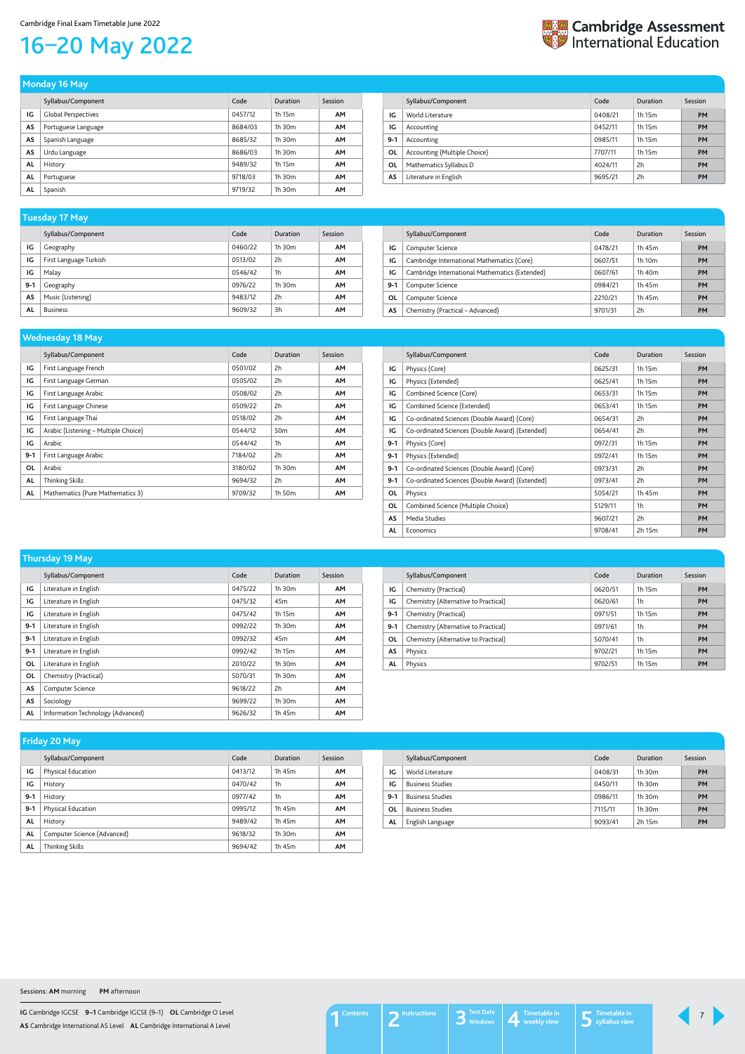Cambridge Final Exam Timetable June 2022

# 16–20 May 2022

## Monday 16 May

| | Syllabus/Component | Code | Duration | Session |
|---|---|---|---|---|
| IG | Global Perspectives | 0457/12 | 1h 15m | AM |
| AS | Portuguese Language | 8684/03 | 1h 30m | AM |
| AS | Spanish Language | 8685/32 | 1h 30m | AM |
| AS | Urdu Language | 8686/03 | 1h 30m | AM |
| AL | History | 9489/32 | 1h 15m | AM |
| AL | Portuguese | 9718/03 | 1h 30m | AM |
| AL | Spanish | 9719/32 | 1h 30m | AM |

| | Syllabus/Component | Code | Duration | Session |
|---|---|---|---|---|
| IG | World Literature | 0408/21 | 1h 15m | PM |
| IG | Accounting | 0452/11 | 1h 15m | PM |
| 9-1 | Accounting | 0985/11 | 1h 15m | PM |
| OL | Accounting (Multiple Choice) | 7707/11 | 1h 15m | PM |
| OL | Mathematics Syllabus D | 4024/11 | 2h | PM |
| AS | Literature in English | 9695/21 | 2h | PM |

## Tuesday 17 May

| | Syllabus/Component | Code | Duration | Session |
|---|---|---|---|---|
| IG | Geography | 0460/22 | 1h 30m | AM |
| IG | First Language Turkish | 0513/02 | 2h | AM |
| IG | Malay | 0546/42 | 1h | AM |
| 9-1 | Geography | 0976/22 | 1h 30m | AM |
| AS | Music (Listening) | 9483/12 | 2h | AM |
| AL | Business | 9609/32 | 3h | AM |

| | Syllabus/Component | Code | Duration | Session |
|---|---|---|---|---|
| IG | Computer Science | 0478/21 | 1h 45m | PM |
| IG | Cambridge International Mathematics (Core) | 0607/51 | 1h 10m | PM |
| IG | Cambridge International Mathematics (Extended) | 0607/61 | 1h 40m | PM |
| 9-1 | Computer Science | 0984/21 | 1h 45m | PM |
| OL | Computer Science | 2210/21 | 1h 45m | PM |
| AS | Chemistry (Practical – Advanced) | 9701/31 | 2h | PM |

## Wednesday 18 May

| | Syllabus/Component | Code | Duration | Session |
|---|---|---|---|---|
| IG | First Language French | 0501/02 | 2h | AM |
| IG | First Language German | 0505/02 | 2h | AM |
| IG | First Language Arabic | 0508/02 | 2h | AM |
| IG | First Language Chinese | 0509/22 | 2h | AM |
| IG | First Language Thai | 0518/02 | 2h | AM |
| IG | Arabic (Listening – Multiple Choice) | 0544/12 | 50m | AM |
| IG | Arabic | 0544/42 | 1h | AM |
| 9-1 | First Language Arabic | 7184/02 | 2h | AM |
| OL | Arabic | 3180/02 | 1h 30m | AM |
| AL | Thinking Skills | 9694/32 | 2h | AM |
| AL | Mathematics (Pure Mathematics 3) | 9709/32 | 1h 50m | AM |

| | Syllabus/Component | Code | Duration | Session |
|---|---|---|---|---|
| IG | Physics (Core) | 0625/31 | 1h 15m | PM |
| IG | Physics (Extended) | 0625/41 | 1h 15m | PM |
| IG | Combined Science (Core) | 0653/31 | 1h 15m | PM |
| IG | Combined Science (Extended) | 0653/41 | 1h 15m | PM |
| IG | Co-ordinated Sciences (Double Award) (Core) | 0654/31 | 2h | PM |
| IG | Co-ordinated Sciences (Double Award) (Extended) | 0654/41 | 2h | PM |
| 9-1 | Physics (Core) | 0972/31 | 1h 15m | PM |
| 9-1 | Physics (Extended) | 0972/41 | 1h 15m | PM |
| 9-1 | Co-ordinated Sciences (Double Award) (Core) | 0973/31 | 2h | PM |
| 9-1 | Co-ordinated Sciences (Double Award) (Extended) | 0973/41 | 2h | PM |
| OL | Physics | 5054/21 | 1h 45m | PM |
| OL | Combined Science (Multiple Choice) | 5129/11 | 1h | PM |
| AS | Media Studies | 9607/21 | 2h | PM |
| AL | Economics | 9708/41 | 2h 15m | PM |

## Thursday 19 May

| | Syllabus/Component | Code | Duration | Session |
|---|---|---|---|---|
| IG | Literature in English | 0475/22 | 1h 30m | AM |
| IG | Literature in English | 0475/32 | 45m | AM |
| IG | Literature in English | 0475/42 | 1h 15m | AM |
| 9-1 | Literature in English | 0992/22 | 1h 30m | AM |
| 9-1 | Literature in English | 0992/32 | 45m | AM |
| 9-1 | Literature in English | 0992/42 | 1h 15m | AM |
| OL | Literature in English | 2010/22 | 1h 30m | AM |
| OL | Chemistry (Practical) | 5070/31 | 1h 30m | AM |
| AS | Computer Science | 9618/22 | 2h | AM |
| AS | Sociology | 9699/22 | 1h 30m | AM |
| AL | Information Technology (Advanced) | 9626/32 | 1h 45m | AM |

| | Syllabus/Component | Code | Duration | Session |
|---|---|---|---|---|
| IG | Chemistry (Practical) | 0620/51 | 1h 15m | PM |
| IG | Chemistry (Alternative to Practical) | 0620/61 | 1h | PM |
| 9-1 | Chemistry (Practical) | 0971/51 | 1h 15m | PM |
| 9-1 | Chemistry (Alternative to Practical) | 0971/61 | 1h | PM |
| OL | Chemistry (Alternative to Practical) | 5070/41 | 1h | PM |
| AS | Physics | 9702/21 | 1h 15m | PM |
| AL | Physics | 9702/51 | 1h 15m | PM |

## Friday 20 May

| | Syllabus/Component | Code | Duration | Session |
|---|---|---|---|---|
| IG | Physical Education | 0413/12 | 1h 45m | AM |
| IG | History | 0470/42 | 1h | AM |
| 9-1 | History | 0977/42 | 1h | AM |
| 9-1 | Physical Education | 0995/12 | 1h 45m | AM |
| AL | History | 9489/42 | 1h 45m | AM |
| AL | Computer Science (Advanced) | 9618/32 | 1h 30m | AM |
| AL | Thinking Skills | 9694/42 | 1h 45m | AM |

| | Syllabus/Component | Code | Duration | Session |
|---|---|---|---|---|
| IG | World Literature | 0408/31 | 1h 30m | PM |
| IG | Business Studies | 0450/11 | 1h 30m | PM |
| 9-1 | Business Studies | 0986/11 | 1h 30m | PM |
| OL | Business Studies | 7115/11 | 1h 30m | PM |
| AL | English Language | 9093/41 | 2h 15m | PM |

Sessions: **AM** morning **PM** afternoon

**IG** Cambridge IGCSE **9–1** Cambridge IGCSE (9–1) **OL** Cambridge O Level
**AS** Cambridge International AS Level **AL** Cambridge International A Level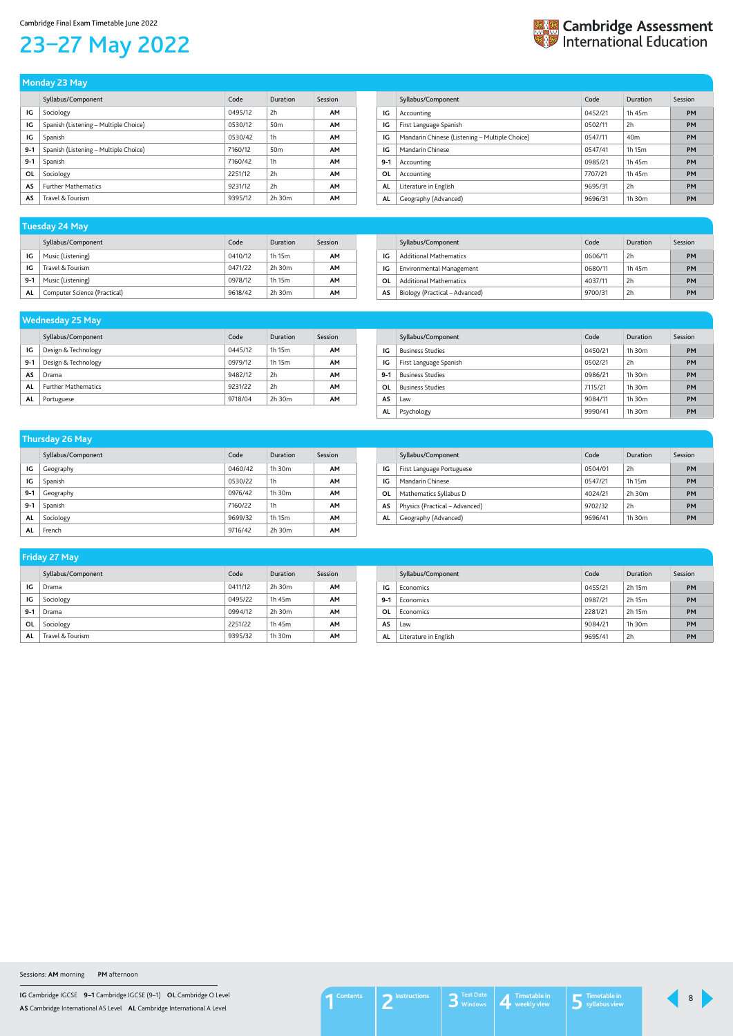Cambridge Final Exam Timetable June 2022

# 23–27 May 2022

## Monday 23 May

| | Syllabus/Component | Code | Duration | Session |
|---|---|---|---|---|
| IG | Sociology | 0495/12 | 2h | AM |
| IG | Spanish (Listening – Multiple Choice) | 0530/12 | 50m | AM |
| IG | Spanish | 0530/42 | 1h | AM |
| 9-1 | Spanish (Listening – Multiple Choice) | 7160/12 | 50m | AM |
| 9-1 | Spanish | 7160/42 | 1h | AM |
| OL | Sociology | 2251/12 | 2h | AM |
| AS | Further Mathematics | 9231/12 | 2h | AM |
| AS | Travel & Tourism | 9395/12 | 2h 30m | AM |

| | Syllabus/Component | Code | Duration | Session |
|---|---|---|---|---|
| IG | Accounting | 0452/21 | 1h 45m | PM |
| IG | First Language Spanish | 0502/11 | 2h | PM |
| IG | Mandarin Chinese (Listening – Multiple Choice) | 0547/11 | 40m | PM |
| IG | Mandarin Chinese | 0547/41 | 1h 15m | PM |
| 9-1 | Accounting | 0985/21 | 1h 45m | PM |
| OL | Accounting | 7707/21 | 1h 45m | PM |
| AL | Literature in English | 9695/31 | 2h | PM |
| AL | Geography (Advanced) | 9696/31 | 1h 30m | PM |

## Tuesday 24 May

| | Syllabus/Component | Code | Duration | Session |
|---|---|---|---|---|
| IG | Music (Listening) | 0410/12 | 1h 15m | AM |
| IG | Travel & Tourism | 0471/22 | 2h 30m | AM |
| 9-1 | Music (Listening) | 0978/12 | 1h 15m | AM |
| AL | Computer Science (Practical) | 9618/42 | 2h 30m | AM |

| | Syllabus/Component | Code | Duration | Session |
|---|---|---|---|---|
| IG | Additional Mathematics | 0606/11 | 2h | PM |
| IG | Environmental Management | 0680/11 | 1h 45m | PM |
| OL | Additional Mathematics | 4037/11 | 2h | PM |
| AS | Biology (Practical – Advanced) | 9700/31 | 2h | PM |

## Wednesday 25 May

| | Syllabus/Component | Code | Duration | Session |
|---|---|---|---|---|
| IG | Design & Technology | 0445/12 | 1h 15m | AM |
| 9-1 | Design & Technology | 0979/12 | 1h 15m | AM |
| AS | Drama | 9482/12 | 2h | AM |
| AL | Further Mathematics | 9231/22 | 2h | AM |
| AL | Portuguese | 9718/04 | 2h 30m | AM |

| | Syllabus/Component | Code | Duration | Session |
|---|---|---|---|---|
| IG | Business Studies | 0450/21 | 1h 30m | PM |
| IG | First Language Spanish | 0502/21 | 2h | PM |
| 9-1 | Business Studies | 0986/21 | 1h 30m | PM |
| OL | Business Studies | 7115/21 | 1h 30m | PM |
| AS | Law | 9084/11 | 1h 30m | PM |
| AL | Psychology | 9990/41 | 1h 30m | PM |

## Thursday 26 May

| | Syllabus/Component | Code | Duration | Session |
|---|---|---|---|---|
| IG | Geography | 0460/42 | 1h 30m | AM |
| IG | Spanish | 0530/22 | 1h | AM |
| 9-1 | Geography | 0976/42 | 1h 30m | AM |
| 9-1 | Spanish | 7160/22 | 1h | AM |
| AL | Sociology | 9699/32 | 1h 15m | AM |
| AL | French | 9716/42 | 2h 30m | AM |

| | Syllabus/Component | Code | Duration | Session |
|---|---|---|---|---|
| IG | First Language Portuguese | 0504/01 | 2h | PM |
| IG | Mandarin Chinese | 0547/21 | 1h 15m | PM |
| OL | Mathematics Syllabus D | 4024/21 | 2h 30m | PM |
| AS | Physics (Practical – Advanced) | 9702/32 | 2h | PM |
| AL | Geography (Advanced) | 9696/41 | 1h 30m | PM |

## Friday 27 May

| | Syllabus/Component | Code | Duration | Session |
|---|---|---|---|---|
| IG | Drama | 0411/12 | 2h 30m | AM |
| IG | Sociology | 0495/22 | 1h 45m | AM |
| 9-1 | Drama | 0994/12 | 2h 30m | AM |
| OL | Sociology | 2251/22 | 1h 45m | AM |
| AL | Travel & Tourism | 9395/32 | 1h 30m | AM |

| | Syllabus/Component | Code | Duration | Session |
|---|---|---|---|---|
| IG | Economics | 0455/21 | 2h 15m | PM |
| 9-1 | Economics | 0987/21 | 2h 15m | PM |
| OL | Economics | 2281/21 | 2h 15m | PM |
| AS | Law | 9084/21 | 1h 30m | PM |
| AL | Literature in English | 9695/41 | 2h | PM |

Sessions: **AM** morning **PM** afternoon

**IG** Cambridge IGCSE **9–1** Cambridge IGCSE (9–1) **OL** Cambridge O Level
**AS** Cambridge International AS Level **AL** Cambridge International A Level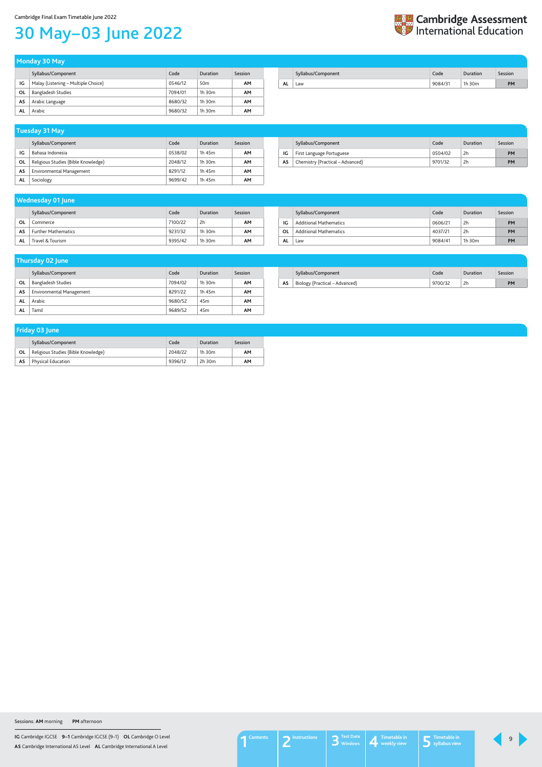Cambridge Final Exam Timetable June 2022

# 30 May–03 June 2022

## Monday 30 May

| | Syllabus/Component | Code | Duration | Session |
|---|---|---|---|---|
| IG | Malay (Listening – Multiple Choice) | 0546/12 | 50m | AM |
| OL | Bangladesh Studies | 7094/01 | 1h 30m | AM |
| AS | Arabic Language | 8680/32 | 1h 30m | AM |
| AL | Arabic | 9680/32 | 1h 30m | AM |

| | Syllabus/Component | Code | Duration | Session |
|---|---|---|---|---|
| AL | Law | 9084/31 | 1h 30m | PM |

## Tuesday 31 May

| | Syllabus/Component | Code | Duration | Session |
|---|---|---|---|---|
| IG | Bahasa Indonesia | 0538/02 | 1h 45m | AM |
| OL | Religious Studies (Bible Knowledge) | 2048/12 | 1h 30m | AM |
| AS | Environmental Management | 8291/12 | 1h 45m | AM |
| AL | Sociology | 9699/42 | 1h 45m | AM |

| | Syllabus/Component | Code | Duration | Session |
|---|---|---|---|---|
| IG | First Language Portuguese | 0504/02 | 2h | PM |
| AS | Chemistry (Practical – Advanced) | 9701/32 | 2h | PM |

## Wednesday 01 June

| | Syllabus/Component | Code | Duration | Session |
|---|---|---|---|---|
| OL | Commerce | 7100/22 | 2h | AM |
| AS | Further Mathematics | 9231/32 | 1h 30m | AM |
| AL | Travel & Tourism | 9395/42 | 1h 30m | AM |

| | Syllabus/Component | Code | Duration | Session |
|---|---|---|---|---|
| IG | Additional Mathematics | 0606/21 | 2h | PM |
| OL | Additional Mathematics | 4037/21 | 2h | PM |
| AL | Law | 9084/41 | 1h 30m | PM |

## Thursday 02 June

| | Syllabus/Component | Code | Duration | Session |
|---|---|---|---|---|
| OL | Bangladesh Studies | 7094/02 | 1h 30m | AM |
| AS | Environmental Management | 8291/22 | 1h 45m | AM |
| AL | Arabic | 9680/52 | 45m | AM |
| AL | Tamil | 9689/52 | 45m | AM |

| | Syllabus/Component | Code | Duration | Session |
|---|---|---|---|---|
| AS | Biology (Practical – Advanced) | 9700/32 | 2h | PM |

## Friday 03 June

| | Syllabus/Component | Code | Duration | Session |
|---|---|---|---|---|
| OL | Religious Studies (Bible Knowledge) | 2048/22 | 1h 30m | AM |
| AS | Physical Education | 9396/12 | 2h 30m | AM |

Sessions: **AM** morning **PM** afternoon

**IG** Cambridge IGCSE **9–1** Cambridge IGCSE (9–1) **OL** Cambridge O Level
**AS** Cambridge International AS Level **AL** Cambridge International A Level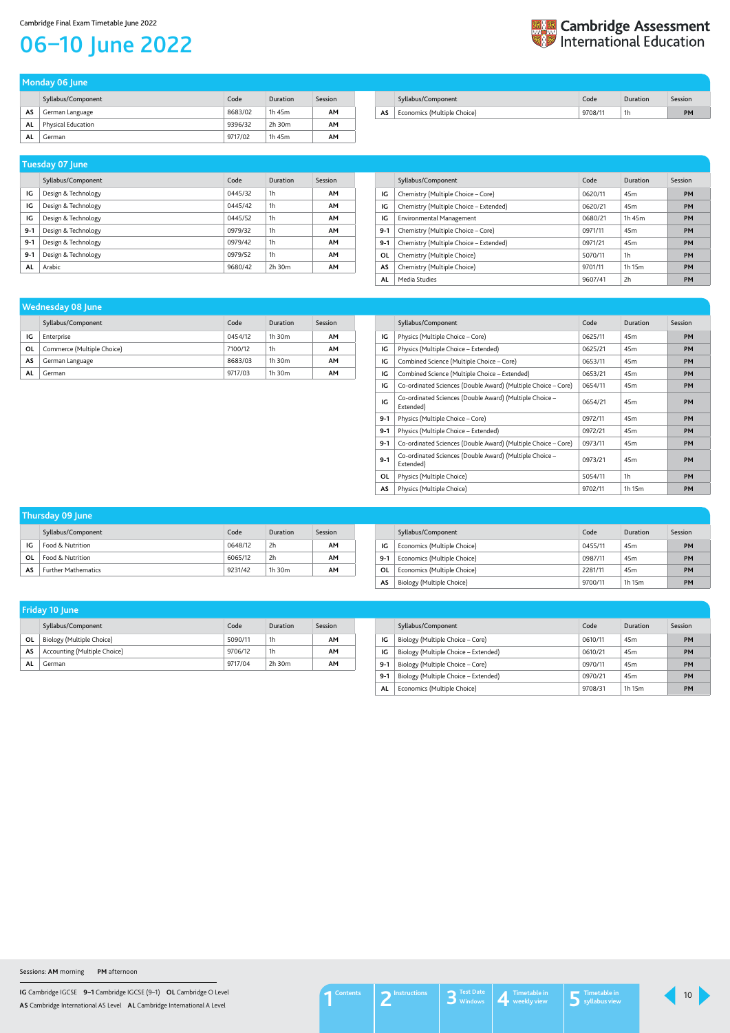Cambridge Final Exam Timetable June 2022

# 06–10 June 2022

## Monday 06 June

| | Syllabus/Component | Code | Duration | Session |
|---|---|---|---|---|
| AS | German Language | 8683/02 | 1h 45m | AM |
| AL | Physical Education | 9396/32 | 2h 30m | AM |
| AL | German | 9717/02 | 1h 45m | AM |

| | Syllabus/Component | Code | Duration | Session |
|---|---|---|---|---|
| AS | Economics (Multiple Choice) | 9708/11 | 1h | PM |

## Tuesday 07 June

| | Syllabus/Component | Code | Duration | Session |
|---|---|---|---|---|
| IG | Design & Technology | 0445/32 | 1h | AM |
| IG | Design & Technology | 0445/42 | 1h | AM |
| IG | Design & Technology | 0445/52 | 1h | AM |
| 9-1 | Design & Technology | 0979/32 | 1h | AM |
| 9-1 | Design & Technology | 0979/42 | 1h | AM |
| 9-1 | Design & Technology | 0979/52 | 1h | AM |
| AL | Arabic | 9680/42 | 2h 30m | AM |

| | Syllabus/Component | Code | Duration | Session |
|---|---|---|---|---|
| IG | Chemistry (Multiple Choice – Core) | 0620/11 | 45m | PM |
| IG | Chemistry (Multiple Choice – Extended) | 0620/21 | 45m | PM |
| IG | Environmental Management | 0680/21 | 1h 45m | PM |
| 9-1 | Chemistry (Multiple Choice – Core) | 0971/11 | 45m | PM |
| 9-1 | Chemistry (Multiple Choice – Extended) | 0971/21 | 45m | PM |
| OL | Chemistry (Multiple Choice) | 5070/11 | 1h | PM |
| AS | Chemistry (Multiple Choice) | 9701/11 | 1h 15m | PM |
| AL | Media Studies | 9607/41 | 2h | PM |

## Wednesday 08 June

| | Syllabus/Component | Code | Duration | Session |
|---|---|---|---|---|
| IG | Enterprise | 0454/12 | 1h 30m | AM |
| OL | Commerce (Multiple Choice) | 7100/12 | 1h | AM |
| AS | German Language | 8683/03 | 1h 30m | AM |
| AL | German | 9717/03 | 1h 30m | AM |

| | Syllabus/Component | Code | Duration | Session |
|---|---|---|---|---|
| IG | Physics (Multiple Choice – Core) | 0625/11 | 45m | PM |
| IG | Physics (Multiple Choice – Extended) | 0625/21 | 45m | PM |
| IG | Combined Science (Multiple Choice – Core) | 0653/11 | 45m | PM |
| IG | Combined Science (Multiple Choice – Extended) | 0653/21 | 45m | PM |
| IG | Co-ordinated Sciences (Double Award) (Multiple Choice – Core) | 0654/11 | 45m | PM |
| IG | Co-ordinated Sciences (Double Award) (Multiple Choice – Extended) | 0654/21 | 45m | PM |
| 9-1 | Physics (Multiple Choice – Core) | 0972/11 | 45m | PM |
| 9-1 | Physics (Multiple Choice – Extended) | 0972/21 | 45m | PM |
| 9-1 | Co-ordinated Sciences (Double Award) (Multiple Choice – Core) | 0973/11 | 45m | PM |
| 9-1 | Co-ordinated Sciences (Double Award) (Multiple Choice – Extended) | 0973/21 | 45m | PM |
| OL | Physics (Multiple Choice) | 5054/11 | 1h | PM |
| AS | Physics (Multiple Choice) | 9702/11 | 1h 15m | PM |

## Thursday 09 June

| | Syllabus/Component | Code | Duration | Session |
|---|---|---|---|---|
| IG | Food & Nutrition | 0648/12 | 2h | AM |
| OL | Food & Nutrition | 6065/12 | 2h | AM |
| AS | Further Mathematics | 9231/42 | 1h 30m | AM |

| | Syllabus/Component | Code | Duration | Session |
|---|---|---|---|---|
| IG | Economics (Multiple Choice) | 0455/11 | 45m | PM |
| 9-1 | Economics (Multiple Choice) | 0987/11 | 45m | PM |
| OL | Economics (Multiple Choice) | 2281/11 | 45m | PM |
| AS | Biology (Multiple Choice) | 9700/11 | 1h 15m | PM |

## Friday 10 June

| | Syllabus/Component | Code | Duration | Session |
|---|---|---|---|---|
| OL | Biology (Multiple Choice) | 5090/11 | 1h | AM |
| AS | Accounting (Multiple Choice) | 9706/12 | 1h | AM |
| AL | German | 9717/04 | 2h 30m | AM |

| | Syllabus/Component | Code | Duration | Session |
|---|---|---|---|---|
| IG | Biology (Multiple Choice – Core) | 0610/11 | 45m | PM |
| IG | Biology (Multiple Choice – Extended) | 0610/21 | 45m | PM |
| 9-1 | Biology (Multiple Choice – Core) | 0970/11 | 45m | PM |
| 9-1 | Biology (Multiple Choice – Extended) | 0970/21 | 45m | PM |
| AL | Economics (Multiple Choice) | 9708/31 | 1h 15m | PM |

Sessions: **AM** morning **PM** afternoon

**IG** Cambridge IGCSE **9–1** Cambridge IGCSE (9–1) **OL** Cambridge O Level
**AS** Cambridge International AS Level **AL** Cambridge International A Level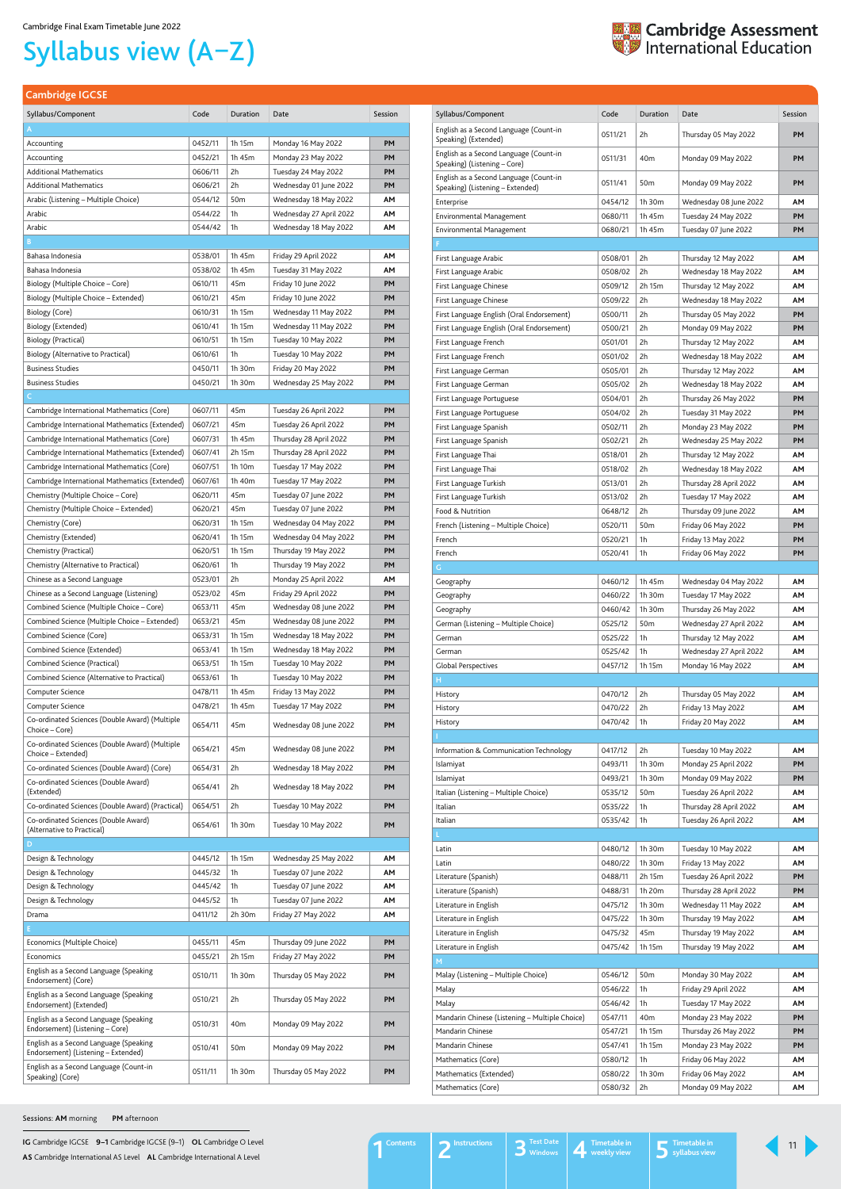Cambridge Final Exam Timetable June 2022

# Syllabus view (A–Z)

Cambridge Assessment International Education

## Cambridge IGCSE

| Syllabus/Component | Code | Duration | Date | Session |
|---|---|---|---|---|
| **A** | | | | |
| Accounting | 0452/11 | 1h 15m | Monday 16 May 2022 | PM |
| Accounting | 0452/21 | 1h 45m | Monday 23 May 2022 | PM |
| Additional Mathematics | 0606/11 | 2h | Tuesday 24 May 2022 | PM |
| Additional Mathematics | 0606/21 | 2h | Wednesday 01 June 2022 | PM |
| Arabic (Listening – Multiple Choice) | 0544/12 | 50m | Wednesday 18 May 2022 | AM |
| Arabic | 0544/22 | 1h | Wednesday 27 April 2022 | AM |
| Arabic | 0544/42 | 1h | Wednesday 18 May 2022 | AM |
| **B** | | | | |
| Bahasa Indonesia | 0538/01 | 1h 45m | Friday 29 April 2022 | AM |
| Bahasa Indonesia | 0538/02 | 1h 45m | Tuesday 31 May 2022 | AM |
| Biology (Multiple Choice – Core) | 0610/11 | 45m | Friday 10 June 2022 | PM |
| Biology (Multiple Choice – Extended) | 0610/21 | 45m | Friday 10 June 2022 | PM |
| Biology (Core) | 0610/31 | 1h 15m | Wednesday 11 May 2022 | PM |
| Biology (Extended) | 0610/41 | 1h 15m | Wednesday 11 May 2022 | PM |
| Biology (Practical) | 0610/51 | 1h 15m | Tuesday 10 May 2022 | PM |
| Biology (Alternative to Practical) | 0610/61 | 1h | Tuesday 10 May 2022 | PM |
| Business Studies | 0450/11 | 1h 30m | Friday 20 May 2022 | PM |
| Business Studies | 0450/21 | 1h 30m | Wednesday 25 May 2022 | PM |
| **C** | | | | |
| Cambridge International Mathematics (Core) | 0607/11 | 45m | Tuesday 26 April 2022 | PM |
| Cambridge International Mathematics (Extended) | 0607/21 | 45m | Tuesday 26 April 2022 | PM |
| Cambridge International Mathematics (Core) | 0607/31 | 1h 45m | Thursday 28 April 2022 | PM |
| Cambridge International Mathematics (Extended) | 0607/41 | 2h 15m | Thursday 28 April 2022 | PM |
| Cambridge International Mathematics (Core) | 0607/51 | 1h 10m | Tuesday 17 May 2022 | PM |
| Cambridge International Mathematics (Extended) | 0607/61 | 1h 40m | Tuesday 17 May 2022 | PM |
| Chemistry (Multiple Choice – Core) | 0620/11 | 45m | Tuesday 07 June 2022 | PM |
| Chemistry (Multiple Choice – Extended) | 0620/21 | 45m | Tuesday 07 June 2022 | PM |
| Chemistry (Core) | 0620/31 | 1h 15m | Wednesday 04 May 2022 | PM |
| Chemistry (Extended) | 0620/41 | 1h 15m | Wednesday 04 May 2022 | PM |
| Chemistry (Practical) | 0620/51 | 1h 15m | Thursday 19 May 2022 | PM |
| Chemistry (Alternative to Practical) | 0620/61 | 1h | Thursday 19 May 2022 | PM |
| Chinese as a Second Language | 0523/01 | 2h | Monday 25 April 2022 | AM |
| Chinese as a Second Language (Listening) | 0523/02 | 45m | Friday 29 April 2022 | PM |
| Combined Science (Multiple Choice – Core) | 0653/11 | 45m | Wednesday 08 June 2022 | PM |
| Combined Science (Multiple Choice – Extended) | 0653/21 | 45m | Wednesday 08 June 2022 | PM |
| Combined Science (Core) | 0653/31 | 1h 15m | Wednesday 18 May 2022 | PM |
| Combined Science (Extended) | 0653/41 | 1h 15m | Wednesday 18 May 2022 | PM |
| Combined Science (Practical) | 0653/51 | 1h 15m | Tuesday 10 May 2022 | PM |
| Combined Science (Alternative to Practical) | 0653/61 | 1h | Tuesday 10 May 2022 | PM |
| Computer Science | 0478/11 | 1h 45m | Friday 13 May 2022 | PM |
| Computer Science | 0478/21 | 1h 45m | Tuesday 17 May 2022 | PM |
| Co-ordinated Sciences (Double Award) (Multiple Choice – Core) | 0654/11 | 45m | Wednesday 08 June 2022 | PM |
| Co-ordinated Sciences (Double Award) (Multiple Choice – Extended) | 0654/21 | 45m | Wednesday 08 June 2022 | PM |
| Co-ordinated Sciences (Double Award) (Core) | 0654/31 | 2h | Wednesday 18 May 2022 | PM |
| Co-ordinated Sciences (Double Award) (Extended) | 0654/41 | 2h | Wednesday 18 May 2022 | PM |
| Co-ordinated Sciences (Double Award) (Practical) | 0654/51 | 2h | Tuesday 10 May 2022 | PM |
| Co-ordinated Sciences (Double Award) (Alternative to Practical) | 0654/61 | 1h 30m | Tuesday 10 May 2022 | PM |
| **D** | | | | |
| Design & Technology | 0445/12 | 1h 15m | Wednesday 25 May 2022 | AM |
| Design & Technology | 0445/32 | 1h | Tuesday 07 June 2022 | AM |
| Design & Technology | 0445/42 | 1h | Tuesday 07 June 2022 | AM |
| Design & Technology | 0445/52 | 1h | Tuesday 07 June 2022 | AM |
| Drama | 0411/12 | 2h 30m | Friday 27 May 2022 | AM |
| **E** | | | | |
| Economics (Multiple Choice) | 0455/11 | 45m | Thursday 09 June 2022 | PM |
| Economics | 0455/21 | 2h 15m | Friday 27 May 2022 | PM |
| English as a Second Language (Speaking Endorsement) (Core) | 0510/11 | 1h 30m | Thursday 05 May 2022 | PM |
| English as a Second Language (Speaking Endorsement) (Extended) | 0510/21 | 2h | Thursday 05 May 2022 | PM |
| English as a Second Language (Speaking Endorsement) (Listening – Core) | 0510/31 | 40m | Monday 09 May 2022 | PM |
| English as a Second Language (Speaking Endorsement) (Listening – Extended) | 0510/41 | 50m | Monday 09 May 2022 | PM |
| English as a Second Language (Count-in Speaking) (Core) | 0511/11 | 1h 30m | Thursday 05 May 2022 | PM |
| English as a Second Language (Count-in Speaking) (Extended) | 0511/21 | 2h | Thursday 05 May 2022 | PM |
| English as a Second Language (Count-in Speaking) (Listening – Core) | 0511/31 | 40m | Monday 09 May 2022 | PM |
| English as a Second Language (Count-in Speaking) (Listening – Extended) | 0511/41 | 50m | Monday 09 May 2022 | PM |
| Enterprise | 0454/12 | 1h 30m | Wednesday 08 June 2022 | AM |
| Environmental Management | 0680/11 | 1h 45m | Tuesday 24 May 2022 | PM |
| Environmental Management | 0680/21 | 1h 45m | Tuesday 07 June 2022 | PM |
| **F** | | | | |
| First Language Arabic | 0508/01 | 2h | Thursday 12 May 2022 | AM |
| First Language Arabic | 0508/02 | 2h | Wednesday 18 May 2022 | AM |
| First Language Chinese | 0509/12 | 2h 15m | Thursday 12 May 2022 | AM |
| First Language Chinese | 0509/22 | 2h | Wednesday 18 May 2022 | AM |
| First Language English (Oral Endorsement) | 0500/11 | 2h | Thursday 05 May 2022 | PM |
| First Language English (Oral Endorsement) | 0500/21 | 2h | Monday 09 May 2022 | PM |
| First Language French | 0501/01 | 2h | Thursday 12 May 2022 | AM |
| First Language French | 0501/02 | 2h | Wednesday 18 May 2022 | AM |
| First Language German | 0505/01 | 2h | Thursday 12 May 2022 | AM |
| First Language German | 0505/02 | 2h | Wednesday 18 May 2022 | AM |
| First Language Portuguese | 0504/01 | 2h | Thursday 26 May 2022 | PM |
| First Language Portuguese | 0504/02 | 2h | Tuesday 31 May 2022 | PM |
| First Language Spanish | 0502/11 | 2h | Monday 23 May 2022 | PM |
| First Language Spanish | 0502/21 | 2h | Wednesday 25 May 2022 | PM |
| First Language Thai | 0518/01 | 2h | Thursday 12 May 2022 | AM |
| First Language Thai | 0518/02 | 2h | Wednesday 18 May 2022 | AM |
| First Language Turkish | 0513/01 | 2h | Thursday 28 April 2022 | AM |
| First Language Turkish | 0513/02 | 2h | Tuesday 17 May 2022 | AM |
| Food & Nutrition | 0648/12 | 2h | Thursday 09 June 2022 | AM |
| French (Listening – Multiple Choice) | 0520/11 | 50m | Friday 06 May 2022 | PM |
| French | 0520/21 | 1h | Friday 13 May 2022 | PM |
| French | 0520/41 | 1h | Friday 06 May 2022 | PM |
| **G** | | | | |
| Geography | 0460/12 | 1h 45m | Wednesday 04 May 2022 | AM |
| Geography | 0460/22 | 1h 30m | Tuesday 17 May 2022 | AM |
| Geography | 0460/42 | 1h 30m | Thursday 26 May 2022 | AM |
| German (Listening – Multiple Choice) | 0525/12 | 50m | Wednesday 27 April 2022 | AM |
| German | 0525/22 | 1h | Thursday 12 May 2022 | AM |
| German | 0525/42 | 1h | Wednesday 27 April 2022 | AM |
| Global Perspectives | 0457/12 | 1h 15m | Monday 16 May 2022 | AM |
| **H** | | | | |
| History | 0470/12 | 2h | Thursday 05 May 2022 | AM |
| History | 0470/22 | 2h | Friday 13 May 2022 | AM |
| History | 0470/42 | 1h | Friday 20 May 2022 | AM |
| **I** | | | | |
| Information & Communication Technology | 0417/12 | 2h | Tuesday 10 May 2022 | AM |
| Islamiyat | 0493/11 | 1h 30m | Monday 25 April 2022 | PM |
| Islamiyat | 0493/21 | 1h 30m | Monday 09 May 2022 | PM |
| Italian (Listening – Multiple Choice) | 0535/12 | 50m | Tuesday 26 April 2022 | AM |
| Italian | 0535/22 | 1h | Thursday 28 April 2022 | AM |
| Italian | 0535/42 | 1h | Tuesday 26 April 2022 | AM |
| **L** | | | | |
| Latin | 0480/12 | 1h 30m | Tuesday 10 May 2022 | AM |
| Latin | 0480/22 | 1h 30m | Friday 13 May 2022 | AM |
| Literature (Spanish) | 0488/11 | 2h 15m | Tuesday 26 April 2022 | PM |
| Literature (Spanish) | 0488/31 | 1h 20m | Thursday 28 April 2022 | PM |
| Literature in English | 0475/12 | 1h 30m | Wednesday 11 May 2022 | AM |
| Literature in English | 0475/22 | 1h 30m | Thursday 19 May 2022 | AM |
| Literature in English | 0475/32 | 45m | Thursday 19 May 2022 | AM |
| Literature in English | 0475/42 | 1h 15m | Thursday 19 May 2022 | AM |
| **M** | | | | |
| Malay (Listening – Multiple Choice) | 0546/12 | 50m | Monday 30 May 2022 | AM |
| Malay | 0546/22 | 1h | Friday 29 April 2022 | AM |
| Malay | 0546/42 | 1h | Tuesday 17 May 2022 | AM |
| Mandarin Chinese (Listening – Multiple Choice) | 0547/11 | 40m | Monday 23 May 2022 | PM |
| Mandarin Chinese | 0547/21 | 1h 15m | Thursday 26 May 2022 | PM |
| Mandarin Chinese | 0547/41 | 1h 15m | Monday 23 May 2022 | PM |
| Mathematics (Core) | 0580/12 | 1h | Friday 06 May 2022 | AM |
| Mathematics (Extended) | 0580/22 | 1h 30m | Friday 06 May 2022 | AM |
| Mathematics (Core) | 0580/32 | 2h | Monday 09 May 2022 | AM |

Sessions: **AM** morning **PM** afternoon

**IG** Cambridge IGCSE **9–1** Cambridge IGCSE (9–1) **OL** Cambridge O Level
**AS** Cambridge International AS Level **AL** Cambridge International A Level

1 Contents | 2 Instructions | 3 Test Date Windows | 4 Timetable in weekly view | 5 Timetable in syllabus view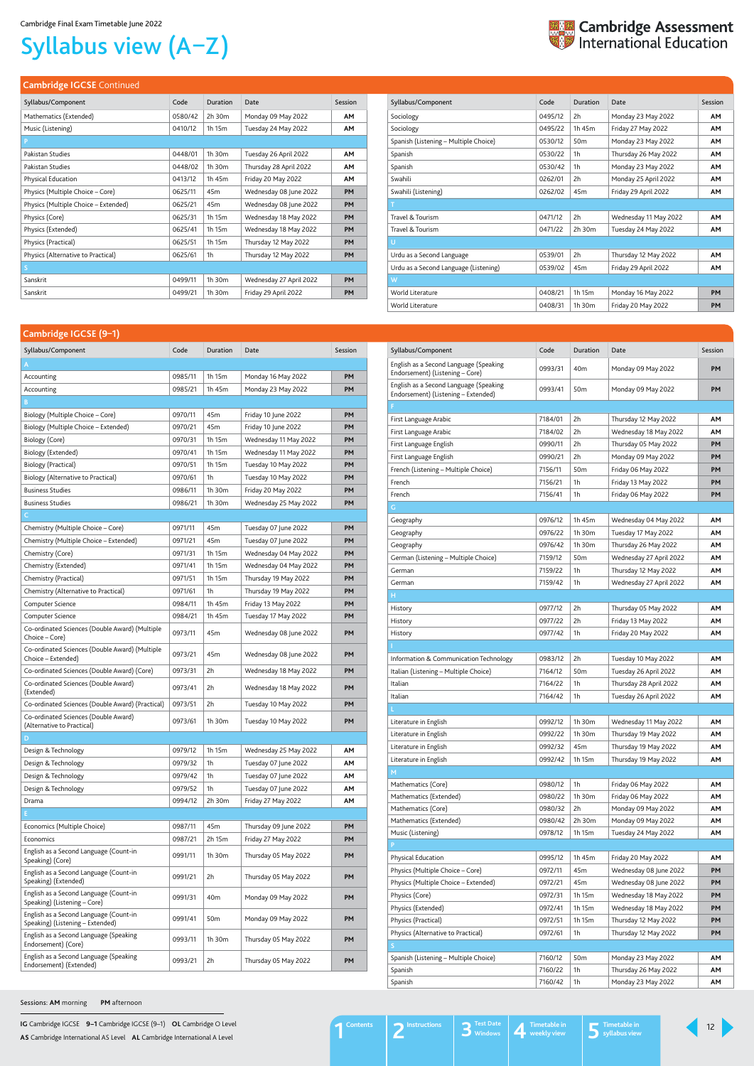Cambridge Final Exam Timetable June 2022

# Syllabus view (A–Z)

## Cambridge IGCSE Continued

| Syllabus/Component | Code | Duration | Date | Session |
|---|---|---|---|---|
| Mathematics (Extended) | 0580/42 | 2h 30m | Monday 09 May 2022 | AM |
| Music (Listening) | 0410/12 | 1h 15m | Tuesday 24 May 2022 | AM |
| **P** | | | | |
| Pakistan Studies | 0448/01 | 1h 30m | Tuesday 26 April 2022 | AM |
| Pakistan Studies | 0448/02 | 1h 30m | Thursday 28 April 2022 | AM |
| Physical Education | 0413/12 | 1h 45m | Friday 20 May 2022 | AM |
| Physics (Multiple Choice – Core) | 0625/11 | 45m | Wednesday 08 June 2022 | PM |
| Physics (Multiple Choice – Extended) | 0625/21 | 45m | Wednesday 08 June 2022 | PM |
| Physics (Core) | 0625/31 | 1h 15m | Wednesday 18 May 2022 | PM |
| Physics (Extended) | 0625/41 | 1h 15m | Wednesday 18 May 2022 | PM |
| Physics (Practical) | 0625/51 | 1h 15m | Thursday 12 May 2022 | PM |
| Physics (Alternative to Practical) | 0625/61 | 1h | Thursday 12 May 2022 | PM |
| **S** | | | | |
| Sanskrit | 0499/11 | 1h 30m | Wednesday 27 April 2022 | PM |
| Sanskrit | 0499/21 | 1h 30m | Friday 29 April 2022 | PM |
| Sociology | 0495/12 | 2h | Monday 23 May 2022 | AM |
| Sociology | 0495/22 | 1h 45m | Friday 27 May 2022 | AM |
| Spanish (Listening – Multiple Choice) | 0530/12 | 50m | Monday 23 May 2022 | AM |
| Spanish | 0530/22 | 1h | Thursday 26 May 2022 | AM |
| Spanish | 0530/42 | 1h | Monday 23 May 2022 | AM |
| Swahili | 0262/01 | 2h | Monday 25 April 2022 | AM |
| Swahili (Listening) | 0262/02 | 45m | Friday 29 April 2022 | AM |
| **T** | | | | |
| Travel & Tourism | 0471/12 | 2h | Wednesday 11 May 2022 | AM |
| Travel & Tourism | 0471/22 | 2h 30m | Tuesday 24 May 2022 | AM |
| **U** | | | | |
| Urdu as a Second Language | 0539/01 | 2h | Thursday 12 May 2022 | AM |
| Urdu as a Second Language (Listening) | 0539/02 | 45m | Friday 29 April 2022 | AM |
| **W** | | | | |
| World Literature | 0408/21 | 1h 15m | Monday 16 May 2022 | PM |
| World Literature | 0408/31 | 1h 30m | Friday 20 May 2022 | PM |

## Cambridge IGCSE (9–1)

| Syllabus/Component | Code | Duration | Date | Session |
|---|---|---|---|---|
| **A** | | | | |
| Accounting | 0985/11 | 1h 15m | Monday 16 May 2022 | PM |
| Accounting | 0985/21 | 1h 45m | Monday 23 May 2022 | PM |
| **B** | | | | |
| Biology (Multiple Choice – Core) | 0970/11 | 45m | Friday 10 June 2022 | PM |
| Biology (Multiple Choice – Extended) | 0970/21 | 45m | Friday 10 June 2022 | PM |
| Biology (Core) | 0970/31 | 1h 15m | Wednesday 11 May 2022 | PM |
| Biology (Extended) | 0970/41 | 1h 15m | Wednesday 11 May 2022 | PM |
| Biology (Practical) | 0970/51 | 1h 15m | Tuesday 10 May 2022 | PM |
| Biology (Alternative to Practical) | 0970/61 | 1h | Tuesday 10 May 2022 | PM |
| Business Studies | 0986/11 | 1h 30m | Friday 20 May 2022 | PM |
| Business Studies | 0986/21 | 1h 30m | Wednesday 25 May 2022 | PM |
| **C** | | | | |
| Chemistry (Multiple Choice – Core) | 0971/11 | 45m | Tuesday 07 June 2022 | PM |
| Chemistry (Multiple Choice – Extended) | 0971/21 | 45m | Tuesday 07 June 2022 | PM |
| Chemistry (Core) | 0971/31 | 1h 15m | Wednesday 04 May 2022 | PM |
| Chemistry (Extended) | 0971/41 | 1h 15m | Wednesday 04 May 2022 | PM |
| Chemistry (Practical) | 0971/51 | 1h 15m | Thursday 19 May 2022 | PM |
| Chemistry (Alternative to Practical) | 0971/61 | 1h | Thursday 19 May 2022 | PM |
| Computer Science | 0984/11 | 1h 45m | Friday 13 May 2022 | PM |
| Computer Science | 0984/21 | 1h 45m | Tuesday 17 May 2022 | PM |
| Co-ordinated Sciences (Double Award) (Multiple Choice – Core) | 0973/11 | 45m | Wednesday 08 June 2022 | PM |
| Co-ordinated Sciences (Double Award) (Multiple Choice – Extended) | 0973/21 | 45m | Wednesday 08 June 2022 | PM |
| Co-ordinated Sciences (Double Award) (Core) | 0973/31 | 2h | Wednesday 18 May 2022 | PM |
| Co-ordinated Sciences (Double Award) (Extended) | 0973/41 | 2h | Wednesday 18 May 2022 | PM |
| Co-ordinated Sciences (Double Award) (Practical) | 0973/51 | 2h | Tuesday 10 May 2022 | PM |
| Co-ordinated Sciences (Double Award) (Alternative to Practical) | 0973/61 | 1h 30m | Tuesday 10 May 2022 | PM |
| **D** | | | | |
| Design & Technology | 0979/12 | 1h 15m | Wednesday 25 May 2022 | AM |
| Design & Technology | 0979/32 | 1h | Tuesday 07 June 2022 | AM |
| Design & Technology | 0979/42 | 1h | Tuesday 07 June 2022 | AM |
| Design & Technology | 0979/52 | 1h | Tuesday 07 June 2022 | AM |
| Drama | 0994/12 | 2h 30m | Friday 27 May 2022 | AM |
| **E** | | | | |
| Economics (Multiple Choice) | 0987/11 | 45m | Thursday 09 June 2022 | PM |
| Economics | 0987/21 | 2h 15m | Friday 27 May 2022 | PM |
| English as a Second Language (Count-in Speaking) (Core) | 0991/11 | 1h 30m | Thursday 05 May 2022 | PM |
| English as a Second Language (Count-in Speaking) (Extended) | 0991/21 | 2h | Thursday 05 May 2022 | PM |
| English as a Second Language (Count-in Speaking) (Listening – Core) | 0991/31 | 40m | Monday 09 May 2022 | PM |
| English as a Second Language (Count-in Speaking) (Listening – Extended) | 0991/41 | 50m | Monday 09 May 2022 | PM |
| English as a Second Language (Speaking Endorsement) (Core) | 0993/11 | 1h 30m | Thursday 05 May 2022 | PM |
| English as a Second Language (Speaking Endorsement) (Extended) | 0993/21 | 2h | Thursday 05 May 2022 | PM |
| English as a Second Language (Speaking Endorsement) (Listening – Core) | 0993/31 | 40m | Monday 09 May 2022 | PM |
| English as a Second Language (Speaking Endorsement) (Listening – Extended) | 0993/41 | 50m | Monday 09 May 2022 | PM |
| **F** | | | | |
| First Language Arabic | 7184/01 | 2h | Thursday 12 May 2022 | AM |
| First Language Arabic | 7184/02 | 2h | Wednesday 18 May 2022 | AM |
| First Language English | 0990/11 | 2h | Thursday 05 May 2022 | PM |
| First Language English | 0990/21 | 2h | Monday 09 May 2022 | PM |
| French (Listening – Multiple Choice) | 7156/11 | 50m | Friday 06 May 2022 | PM |
| French | 7156/21 | 1h | Friday 13 May 2022 | PM |
| French | 7156/41 | 1h | Friday 06 May 2022 | PM |
| **G** | | | | |
| Geography | 0976/12 | 1h 45m | Wednesday 04 May 2022 | AM |
| Geography | 0976/22 | 1h 30m | Tuesday 17 May 2022 | AM |
| Geography | 0976/42 | 1h 30m | Thursday 26 May 2022 | AM |
| German (Listening – Multiple Choice) | 7159/12 | 50m | Wednesday 27 April 2022 | AM |
| German | 7159/22 | 1h | Thursday 12 May 2022 | AM |
| German | 7159/42 | 1h | Wednesday 27 April 2022 | AM |
| **H** | | | | |
| History | 0977/12 | 2h | Thursday 05 May 2022 | AM |
| History | 0977/22 | 2h | Friday 13 May 2022 | AM |
| History | 0977/42 | 1h | Friday 20 May 2022 | AM |
| **I** | | | | |
| Information & Communication Technology | 0983/12 | 2h | Tuesday 10 May 2022 | AM |
| Italian (Listening – Multiple Choice) | 7164/12 | 50m | Tuesday 26 April 2022 | AM |
| Italian | 7164/22 | 1h | Thursday 28 April 2022 | AM |
| Italian | 7164/42 | 1h | Tuesday 26 April 2022 | AM |
| **L** | | | | |
| Literature in English | 0992/12 | 1h 30m | Wednesday 11 May 2022 | AM |
| Literature in English | 0992/22 | 1h 30m | Thursday 19 May 2022 | AM |
| Literature in English | 0992/32 | 45m | Thursday 19 May 2022 | AM |
| Literature in English | 0992/42 | 1h 15m | Thursday 19 May 2022 | AM |
| **M** | | | | |
| Mathematics (Core) | 0980/12 | 1h | Friday 06 May 2022 | AM |
| Mathematics (Extended) | 0980/22 | 1h 30m | Friday 06 May 2022 | AM |
| Mathematics (Core) | 0980/32 | 2h | Monday 09 May 2022 | AM |
| Mathematics (Extended) | 0980/42 | 2h 30m | Monday 09 May 2022 | AM |
| Music (Listening) | 0978/12 | 1h 15m | Tuesday 24 May 2022 | AM |
| **P** | | | | |
| Physical Education | 0995/12 | 1h 45m | Friday 20 May 2022 | AM |
| Physics (Multiple Choice – Core) | 0972/11 | 45m | Wednesday 08 June 2022 | PM |
| Physics (Multiple Choice – Extended) | 0972/21 | 45m | Wednesday 08 June 2022 | PM |
| Physics (Core) | 0972/31 | 1h 15m | Wednesday 18 May 2022 | PM |
| Physics (Extended) | 0972/41 | 1h 15m | Wednesday 18 May 2022 | PM |
| Physics (Practical) | 0972/51 | 1h 15m | Thursday 12 May 2022 | PM |
| Physics (Alternative to Practical) | 0972/61 | 1h | Thursday 12 May 2022 | PM |
| **S** | | | | |
| Spanish (Listening – Multiple Choice) | 7160/12 | 50m | Monday 23 May 2022 | AM |
| Spanish | 7160/22 | 1h | Thursday 26 May 2022 | AM |
| Spanish | 7160/42 | 1h | Monday 23 May 2022 | AM |

Sessions: **AM** morning **PM** afternoon

**IG** Cambridge IGCSE **9–1** Cambridge IGCSE (9–1) **OL** Cambridge O Level
**AS** Cambridge International AS Level **AL** Cambridge International A Level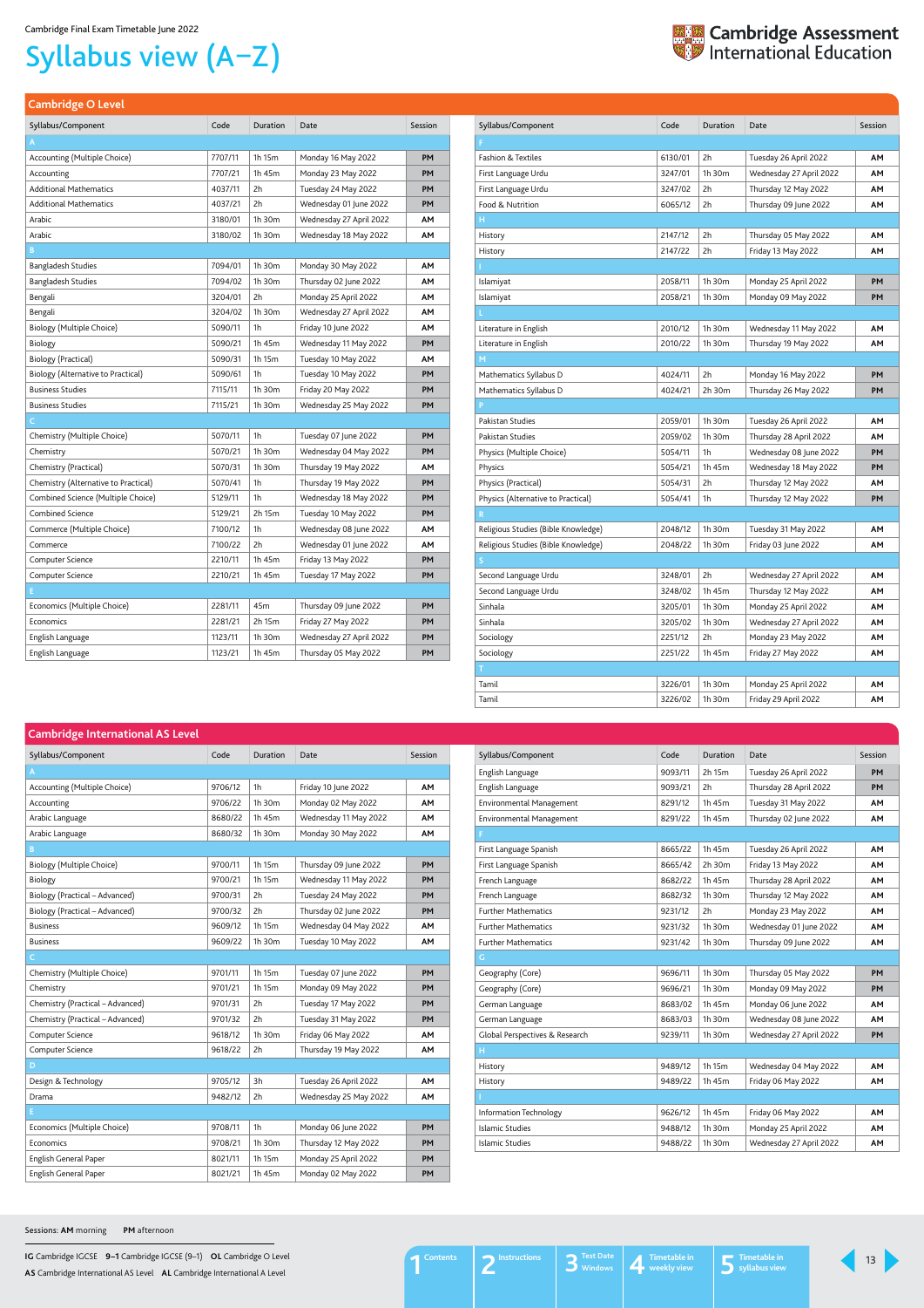Cambridge Final Exam Timetable June 2022

# Syllabus view (A–Z)

## Cambridge O Level

| Syllabus/Component | Code | Duration | Date | Session |
|---|---|---|---|---|
| **A** | | | | |
| Accounting (Multiple Choice) | 7707/11 | 1h 15m | Monday 16 May 2022 | PM |
| Accounting | 7707/21 | 1h 45m | Monday 23 May 2022 | PM |
| Additional Mathematics | 4037/11 | 2h | Tuesday 24 May 2022 | PM |
| Additional Mathematics | 4037/21 | 2h | Wednesday 01 June 2022 | PM |
| Arabic | 3180/01 | 1h 30m | Wednesday 27 April 2022 | AM |
| Arabic | 3180/02 | 1h 30m | Wednesday 18 May 2022 | AM |
| **B** | | | | |
| Bangladesh Studies | 7094/01 | 1h 30m | Monday 30 May 2022 | AM |
| Bangladesh Studies | 7094/02 | 1h 30m | Thursday 02 June 2022 | AM |
| Bengali | 3204/01 | 2h | Monday 25 April 2022 | AM |
| Bengali | 3204/02 | 1h 30m | Wednesday 27 April 2022 | AM |
| Biology (Multiple Choice) | 5090/11 | 1h | Friday 10 June 2022 | AM |
| Biology | 5090/21 | 1h 45m | Wednesday 11 May 2022 | PM |
| Biology (Practical) | 5090/31 | 1h 15m | Tuesday 10 May 2022 | AM |
| Biology (Alternative to Practical) | 5090/61 | 1h | Tuesday 10 May 2022 | PM |
| Business Studies | 7115/11 | 1h 30m | Friday 20 May 2022 | PM |
| Business Studies | 7115/21 | 1h 30m | Wednesday 25 May 2022 | PM |
| **C** | | | | |
| Chemistry (Multiple Choice) | 5070/11 | 1h | Tuesday 07 June 2022 | PM |
| Chemistry | 5070/21 | 1h 30m | Wednesday 04 May 2022 | PM |
| Chemistry (Practical) | 5070/31 | 1h 30m | Thursday 19 May 2022 | AM |
| Chemistry (Alternative to Practical) | 5070/41 | 1h | Thursday 19 May 2022 | PM |
| Combined Science (Multiple Choice) | 5129/11 | 1h | Wednesday 18 May 2022 | PM |
| Combined Science | 5129/21 | 2h 15m | Tuesday 10 May 2022 | PM |
| Commerce (Multiple Choice) | 7100/12 | 1h | Wednesday 08 June 2022 | AM |
| Commerce | 7100/22 | 2h | Wednesday 01 June 2022 | AM |
| Computer Science | 2210/11 | 1h 45m | Friday 13 May 2022 | PM |
| Computer Science | 2210/21 | 1h 45m | Tuesday 17 May 2022 | PM |
| **E** | | | | |
| Economics (Multiple Choice) | 2281/11 | 45m | Thursday 09 June 2022 | PM |
| Economics | 2281/21 | 2h 15m | Friday 27 May 2022 | PM |
| English Language | 1123/11 | 1h 30m | Wednesday 27 April 2022 | PM |
| English Language | 1123/21 | 1h 45m | Thursday 05 May 2022 | PM |
| **F** | | | | |
| Fashion & Textiles | 6130/01 | 2h | Tuesday 26 April 2022 | AM |
| First Language Urdu | 3247/01 | 1h 30m | Wednesday 27 April 2022 | AM |
| First Language Urdu | 3247/02 | 2h | Thursday 12 May 2022 | AM |
| Food & Nutrition | 6065/12 | 2h | Thursday 09 June 2022 | AM |
| **H** | | | | |
| History | 2147/12 | 2h | Thursday 05 May 2022 | AM |
| History | 2147/22 | 2h | Friday 13 May 2022 | AM |
| **I** | | | | |
| Islamiyat | 2058/11 | 1h 30m | Monday 25 April 2022 | PM |
| Islamiyat | 2058/21 | 1h 30m | Monday 09 May 2022 | PM |
| **L** | | | | |
| Literature in English | 2010/12 | 1h 30m | Wednesday 11 May 2022 | AM |
| Literature in English | 2010/22 | 1h 30m | Thursday 19 May 2022 | AM |
| **M** | | | | |
| Mathematics Syllabus D | 4024/11 | 2h | Monday 16 May 2022 | PM |
| Mathematics Syllabus D | 4024/21 | 2h 30m | Thursday 26 May 2022 | PM |
| **P** | | | | |
| Pakistan Studies | 2059/01 | 1h 30m | Tuesday 26 April 2022 | AM |
| Pakistan Studies | 2059/02 | 1h 30m | Thursday 28 April 2022 | AM |
| Physics (Multiple Choice) | 5054/11 | 1h | Wednesday 08 June 2022 | PM |
| Physics | 5054/21 | 1h 45m | Wednesday 18 May 2022 | PM |
| Physics (Practical) | 5054/31 | 2h | Thursday 12 May 2022 | AM |
| Physics (Alternative to Practical) | 5054/41 | 1h | Thursday 12 May 2022 | PM |
| **R** | | | | |
| Religious Studies (Bible Knowledge) | 2048/12 | 1h 30m | Tuesday 31 May 2022 | AM |
| Religious Studies (Bible Knowledge) | 2048/22 | 1h 30m | Friday 03 June 2022 | AM |
| **S** | | | | |
| Second Language Urdu | 3248/01 | 2h | Wednesday 27 April 2022 | AM |
| Second Language Urdu | 3248/02 | 1h 45m | Thursday 12 May 2022 | AM |
| Sinhala | 3205/01 | 1h 30m | Monday 25 April 2022 | AM |
| Sinhala | 3205/02 | 1h 30m | Wednesday 27 April 2022 | AM |
| Sociology | 2251/12 | 2h | Monday 23 May 2022 | AM |
| Sociology | 2251/22 | 1h 45m | Friday 27 May 2022 | AM |
| **T** | | | | |
| Tamil | 3226/01 | 1h 30m | Monday 25 April 2022 | AM |
| Tamil | 3226/02 | 1h 30m | Friday 29 April 2022 | AM |

## Cambridge International AS Level

| Syllabus/Component | Code | Duration | Date | Session |
|---|---|---|---|---|
| **A** | | | | |
| Accounting (Multiple Choice) | 9706/12 | 1h | Friday 10 June 2022 | AM |
| Accounting | 9706/22 | 1h 30m | Monday 02 May 2022 | AM |
| Arabic Language | 8680/22 | 1h 45m | Wednesday 11 May 2022 | AM |
| Arabic Language | 8680/32 | 1h 30m | Monday 30 May 2022 | AM |
| **B** | | | | |
| Biology (Multiple Choice) | 9700/11 | 1h 15m | Thursday 09 June 2022 | PM |
| Biology | 9700/21 | 1h 15m | Wednesday 11 May 2022 | PM |
| Biology (Practical – Advanced) | 9700/31 | 2h | Tuesday 24 May 2022 | PM |
| Biology (Practical – Advanced) | 9700/32 | 2h | Thursday 02 June 2022 | PM |
| Business | 9609/12 | 1h 15m | Wednesday 04 May 2022 | AM |
| Business | 9609/22 | 1h 30m | Tuesday 10 May 2022 | AM |
| **C** | | | | |
| Chemistry (Multiple Choice) | 9701/11 | 1h 15m | Tuesday 07 June 2022 | PM |
| Chemistry | 9701/21 | 1h 15m | Monday 09 May 2022 | PM |
| Chemistry (Practical – Advanced) | 9701/31 | 2h | Tuesday 17 May 2022 | PM |
| Chemistry (Practical – Advanced) | 9701/32 | 2h | Tuesday 31 May 2022 | PM |
| Computer Science | 9618/12 | 1h 30m | Friday 06 May 2022 | AM |
| Computer Science | 9618/22 | 2h | Thursday 19 May 2022 | AM |
| **D** | | | | |
| Design & Technology | 9705/12 | 3h | Tuesday 26 April 2022 | AM |
| Drama | 9482/12 | 2h | Wednesday 25 May 2022 | AM |
| **E** | | | | |
| Economics (Multiple Choice) | 9708/11 | 1h | Monday 06 June 2022 | PM |
| Economics | 9708/21 | 1h 30m | Thursday 12 May 2022 | PM |
| English General Paper | 8021/11 | 1h 15m | Monday 25 April 2022 | PM |
| English General Paper | 8021/21 | 1h 45m | Monday 02 May 2022 | PM |
| English Language | 9093/11 | 2h 15m | Tuesday 26 April 2022 | PM |
| English Language | 9093/21 | 2h | Thursday 28 April 2022 | PM |
| Environmental Management | 8291/12 | 1h 45m | Tuesday 31 May 2022 | AM |
| Environmental Management | 8291/22 | 1h 45m | Thursday 02 June 2022 | AM |
| **F** | | | | |
| First Language Spanish | 8665/22 | 1h 45m | Tuesday 26 April 2022 | AM |
| First Language Spanish | 8665/42 | 2h 30m | Friday 13 May 2022 | AM |
| French Language | 8682/22 | 1h 45m | Thursday 28 April 2022 | AM |
| French Language | 8682/32 | 1h 30m | Thursday 12 May 2022 | AM |
| Further Mathematics | 9231/12 | 2h | Monday 23 May 2022 | AM |
| Further Mathematics | 9231/32 | 1h 30m | Wednesday 01 June 2022 | AM |
| Further Mathematics | 9231/42 | 1h 30m | Thursday 09 June 2022 | AM |
| **G** | | | | |
| Geography (Core) | 9696/11 | 1h 30m | Thursday 05 May 2022 | PM |
| Geography (Core) | 9696/21 | 1h 30m | Monday 09 May 2022 | PM |
| German Language | 8683/02 | 1h 45m | Monday 06 June 2022 | AM |
| German Language | 8683/03 | 1h 30m | Wednesday 08 June 2022 | AM |
| Global Perspectives & Research | 9239/11 | 1h 30m | Wednesday 27 April 2022 | PM |
| **H** | | | | |
| History | 9489/12 | 1h 15m | Wednesday 04 May 2022 | AM |
| History | 9489/22 | 1h 45m | Friday 06 May 2022 | AM |
| **I** | | | | |
| Information Technology | 9626/12 | 1h 45m | Friday 06 May 2022 | AM |
| Islamic Studies | 9488/12 | 1h 30m | Monday 25 April 2022 | AM |
| Islamic Studies | 9488/22 | 1h 30m | Wednesday 27 April 2022 | AM |

Sessions: **AM** morning **PM** afternoon

**IG** Cambridge IGCSE **9–1** Cambridge IGCSE (9–1) **OL** Cambridge O Level
**AS** Cambridge International AS Level **AL** Cambridge International A Level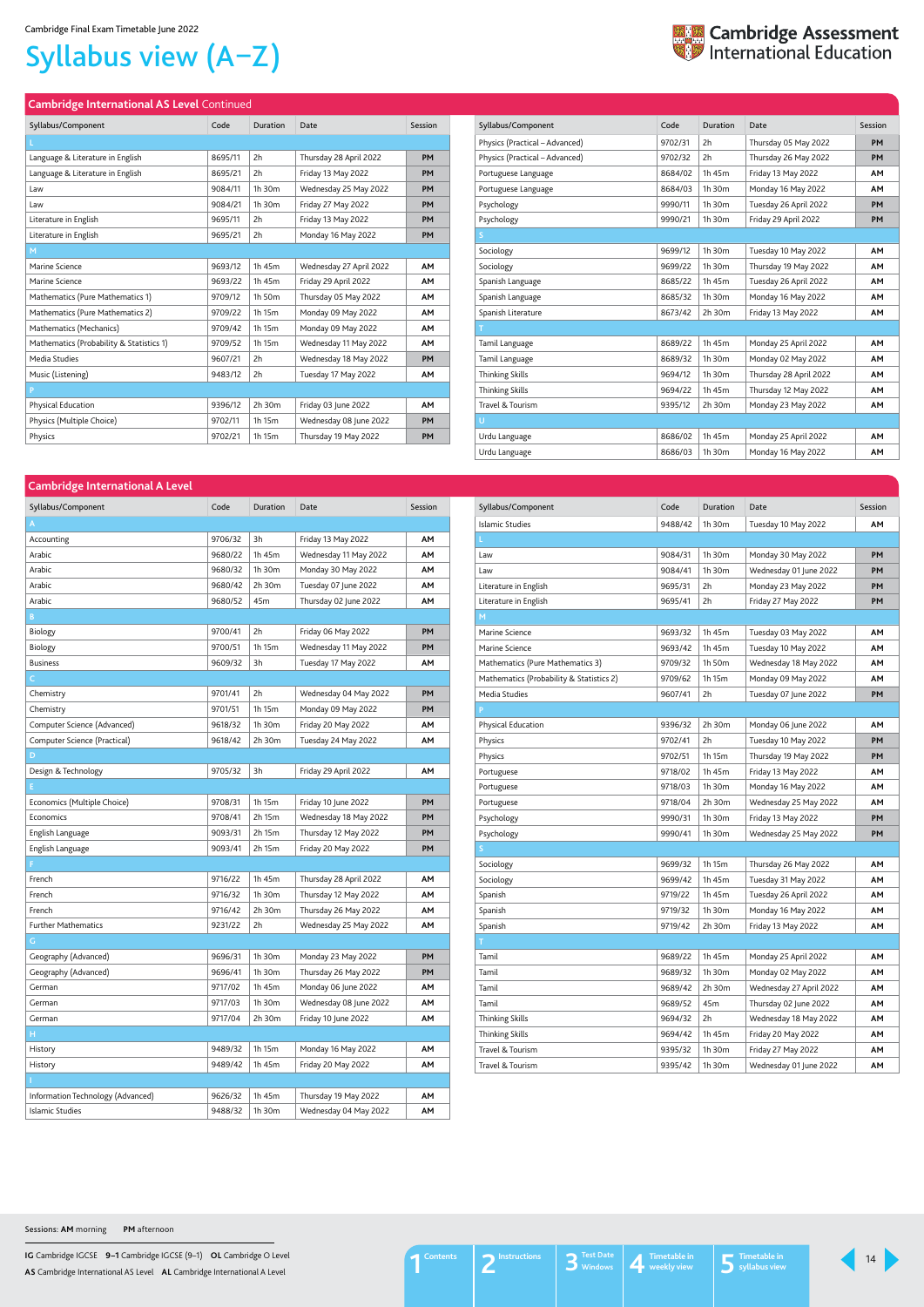Cambridge Final Exam Timetable June 2022

# Syllabus view (A–Z)

## Cambridge International AS Level Continued

| Syllabus/Component | Code | Duration | Date | Session |
|---|---|---|---|---|
| **L** | | | | |
| Language & Literature in English | 8695/11 | 2h | Thursday 28 April 2022 | PM |
| Language & Literature in English | 8695/21 | 2h | Friday 13 May 2022 | PM |
| Law | 9084/11 | 1h 30m | Wednesday 25 May 2022 | PM |
| Law | 9084/21 | 1h 30m | Friday 27 May 2022 | PM |
| Literature in English | 9695/11 | 2h | Friday 13 May 2022 | PM |
| Literature in English | 9695/21 | 2h | Monday 16 May 2022 | PM |
| **M** | | | | |
| Marine Science | 9693/12 | 1h 45m | Wednesday 27 April 2022 | AM |
| Marine Science | 9693/22 | 1h 45m | Friday 29 April 2022 | AM |
| Mathematics (Pure Mathematics 1) | 9709/12 | 1h 50m | Thursday 05 May 2022 | AM |
| Mathematics (Pure Mathematics 2) | 9709/22 | 1h 15m | Monday 09 May 2022 | AM |
| Mathematics (Mechanics) | 9709/42 | 1h 15m | Monday 09 May 2022 | AM |
| Mathematics (Probability & Statistics 1) | 9709/52 | 1h 15m | Wednesday 11 May 2022 | AM |
| Media Studies | 9607/21 | 2h | Wednesday 18 May 2022 | PM |
| Music (Listening) | 9483/12 | 2h | Tuesday 17 May 2022 | AM |
| **P** | | | | |
| Physical Education | 9396/12 | 2h 30m | Friday 03 June 2022 | AM |
| Physics (Multiple Choice) | 9702/11 | 1h 15m | Wednesday 08 June 2022 | PM |
| Physics | 9702/21 | 1h 15m | Thursday 19 May 2022 | PM |
| Physics (Practical – Advanced) | 9702/31 | 2h | Thursday 05 May 2022 | PM |
| Physics (Practical – Advanced) | 9702/32 | 2h | Thursday 26 May 2022 | PM |
| Portuguese Language | 8684/02 | 1h 45m | Friday 13 May 2022 | AM |
| Portuguese Language | 8684/03 | 1h 30m | Monday 16 May 2022 | AM |
| Psychology | 9990/11 | 1h 30m | Tuesday 26 April 2022 | PM |
| Psychology | 9990/21 | 1h 30m | Friday 29 April 2022 | PM |
| **S** | | | | |
| Sociology | 9699/12 | 1h 30m | Tuesday 10 May 2022 | AM |
| Sociology | 9699/22 | 1h 30m | Thursday 19 May 2022 | AM |
| Spanish Language | 8685/22 | 1h 45m | Tuesday 26 April 2022 | AM |
| Spanish Language | 8685/32 | 1h 30m | Monday 16 May 2022 | AM |
| Spanish Literature | 8673/42 | 2h 30m | Friday 13 May 2022 | AM |
| **T** | | | | |
| Tamil Language | 8689/22 | 1h 45m | Monday 25 April 2022 | AM |
| Tamil Language | 8689/32 | 1h 30m | Monday 02 May 2022 | AM |
| Thinking Skills | 9694/12 | 1h 30m | Thursday 28 April 2022 | AM |
| Thinking Skills | 9694/22 | 1h 45m | Thursday 12 May 2022 | AM |
| Travel & Tourism | 9395/12 | 2h 30m | Monday 23 May 2022 | AM |
| **U** | | | | |
| Urdu Language | 8686/02 | 1h 45m | Monday 25 April 2022 | AM |
| Urdu Language | 8686/03 | 1h 30m | Monday 16 May 2022 | AM |

## Cambridge International A Level

| Syllabus/Component | Code | Duration | Date | Session |
|---|---|---|---|---|
| **A** | | | | |
| Accounting | 9706/32 | 3h | Friday 13 May 2022 | AM |
| Arabic | 9680/22 | 1h 45m | Wednesday 11 May 2022 | AM |
| Arabic | 9680/32 | 1h 30m | Monday 30 May 2022 | AM |
| Arabic | 9680/42 | 2h 30m | Tuesday 07 June 2022 | AM |
| Arabic | 9680/52 | 45m | Thursday 02 June 2022 | AM |
| **B** | | | | |
| Biology | 9700/41 | 2h | Friday 06 May 2022 | PM |
| Biology | 9700/51 | 1h 15m | Wednesday 11 May 2022 | PM |
| Business | 9609/32 | 3h | Tuesday 17 May 2022 | AM |
| **C** | | | | |
| Chemistry | 9701/41 | 2h | Wednesday 04 May 2022 | PM |
| Chemistry | 9701/51 | 1h 15m | Monday 09 May 2022 | PM |
| Computer Science (Advanced) | 9618/32 | 1h 30m | Friday 20 May 2022 | AM |
| Computer Science (Practical) | 9618/42 | 2h 30m | Tuesday 24 May 2022 | AM |
| **D** | | | | |
| Design & Technology | 9705/32 | 3h | Friday 29 April 2022 | AM |
| **E** | | | | |
| Economics (Multiple Choice) | 9708/31 | 1h 15m | Friday 10 June 2022 | PM |
| Economics | 9708/41 | 2h 15m | Wednesday 18 May 2022 | PM |
| English Language | 9093/31 | 2h 15m | Thursday 12 May 2022 | PM |
| English Language | 9093/41 | 2h 15m | Friday 20 May 2022 | PM |
| **F** | | | | |
| French | 9716/22 | 1h 45m | Thursday 28 April 2022 | AM |
| French | 9716/32 | 1h 30m | Thursday 12 May 2022 | AM |
| French | 9716/42 | 2h 30m | Thursday 26 May 2022 | AM |
| Further Mathematics | 9231/22 | 2h | Wednesday 25 May 2022 | AM |
| **G** | | | | |
| Geography (Advanced) | 9696/31 | 1h 30m | Monday 23 May 2022 | PM |
| Geography (Advanced) | 9696/41 | 1h 30m | Thursday 26 May 2022 | PM |
| German | 9717/02 | 1h 45m | Monday 06 June 2022 | AM |
| German | 9717/03 | 1h 30m | Wednesday 08 June 2022 | AM |
| German | 9717/04 | 2h 30m | Friday 10 June 2022 | AM |
| **H** | | | | |
| History | 9489/32 | 1h 15m | Monday 16 May 2022 | AM |
| History | 9489/42 | 1h 45m | Friday 20 May 2022 | AM |
| **I** | | | | |
| Information Technology (Advanced) | 9626/32 | 1h 45m | Thursday 19 May 2022 | AM |
| Islamic Studies | 9488/32 | 1h 30m | Wednesday 04 May 2022 | AM |
| Islamic Studies | 9488/42 | 1h 30m | Tuesday 10 May 2022 | AM |
| **L** | | | | |
| Law | 9084/31 | 1h 30m | Monday 30 May 2022 | PM |
| Law | 9084/41 | 1h 30m | Wednesday 01 June 2022 | PM |
| Literature in English | 9695/31 | 2h | Monday 23 May 2022 | PM |
| Literature in English | 9695/41 | 2h | Friday 27 May 2022 | PM |
| **M** | | | | |
| Marine Science | 9693/32 | 1h 45m | Tuesday 03 May 2022 | AM |
| Marine Science | 9693/42 | 1h 45m | Tuesday 10 May 2022 | AM |
| Mathematics (Pure Mathematics 3) | 9709/32 | 1h 50m | Wednesday 18 May 2022 | AM |
| Mathematics (Probability & Statistics 2) | 9709/62 | 1h 15m | Monday 09 May 2022 | AM |
| Media Studies | 9607/41 | 2h | Tuesday 07 June 2022 | PM |
| **P** | | | | |
| Physical Education | 9396/32 | 2h 30m | Monday 06 June 2022 | AM |
| Physics | 9702/41 | 2h | Tuesday 10 May 2022 | PM |
| Physics | 9702/51 | 1h 15m | Thursday 19 May 2022 | PM |
| Portuguese | 9718/02 | 1h 45m | Friday 13 May 2022 | AM |
| Portuguese | 9718/03 | 1h 30m | Monday 16 May 2022 | AM |
| Portuguese | 9718/04 | 2h 30m | Wednesday 25 May 2022 | AM |
| Psychology | 9990/31 | 1h 30m | Friday 13 May 2022 | PM |
| Psychology | 9990/41 | 1h 30m | Wednesday 25 May 2022 | PM |
| **S** | | | | |
| Sociology | 9699/32 | 1h 15m | Thursday 26 May 2022 | AM |
| Sociology | 9699/42 | 1h 45m | Tuesday 31 May 2022 | AM |
| Spanish | 9719/22 | 1h 45m | Tuesday 26 April 2022 | AM |
| Spanish | 9719/32 | 1h 30m | Monday 16 May 2022 | AM |
| Spanish | 9719/42 | 2h 30m | Friday 13 May 2022 | AM |
| **T** | | | | |
| Tamil | 9689/22 | 1h 45m | Monday 25 April 2022 | AM |
| Tamil | 9689/32 | 1h 30m | Monday 02 May 2022 | AM |
| Tamil | 9689/42 | 2h 30m | Wednesday 27 April 2022 | AM |
| Tamil | 9689/52 | 45m | Thursday 02 June 2022 | AM |
| Thinking Skills | 9694/32 | 2h | Wednesday 18 May 2022 | AM |
| Thinking Skills | 9694/42 | 1h 45m | Friday 20 May 2022 | AM |
| Travel & Tourism | 9395/32 | 1h 30m | Friday 27 May 2022 | AM |
| Travel & Tourism | 9395/42 | 1h 30m | Wednesday 01 June 2022 | AM |

Sessions: **AM** morning **PM** afternoon

**IG** Cambridge IGCSE **9–1** Cambridge IGCSE (9–1) **OL** Cambridge O Level
**AS** Cambridge International AS Level **AL** Cambridge International A Level